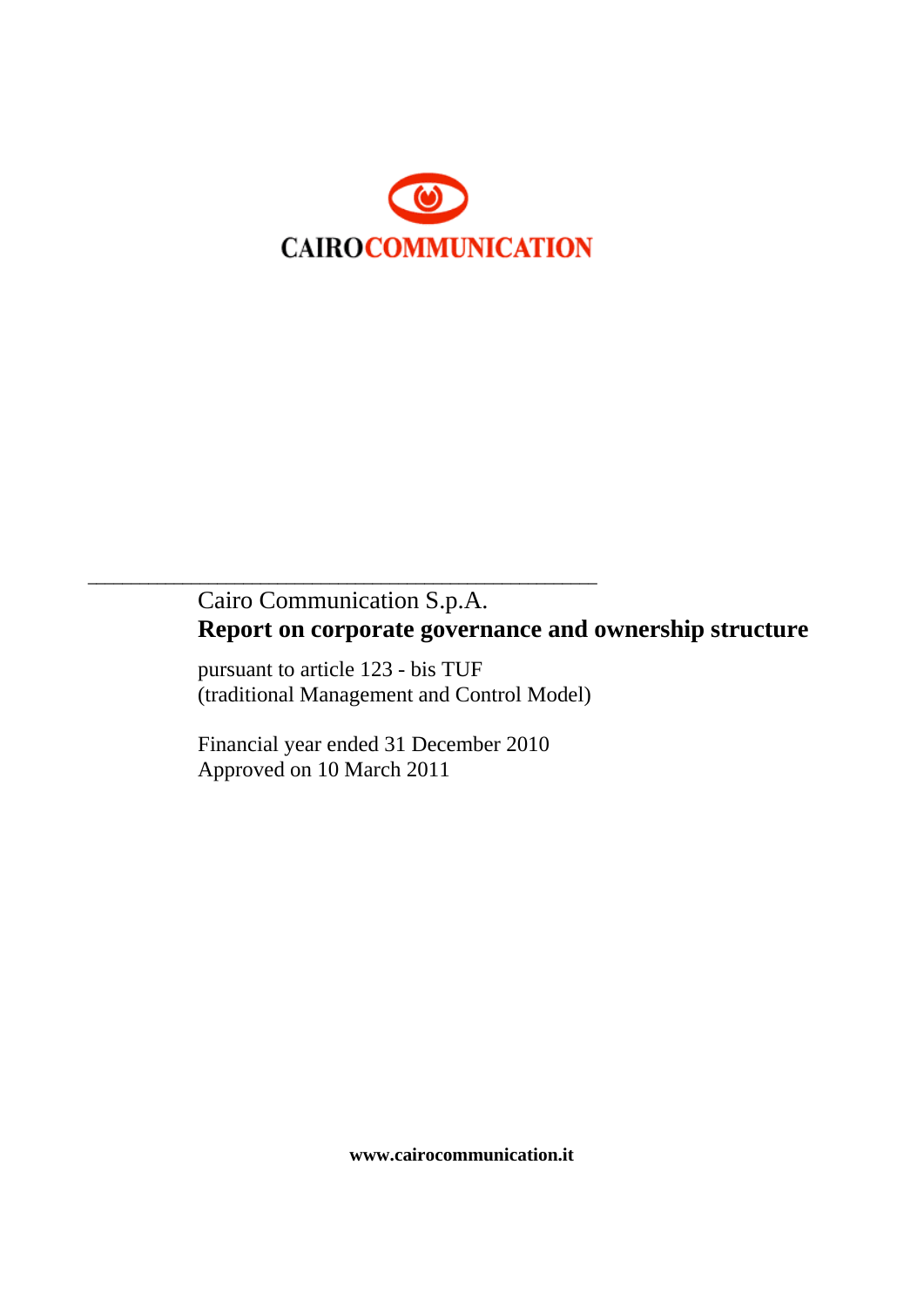CAIROCOMMUNICATION

Cairo Communication S.p.A.

# Report on corporate governance and ownership structure

pursuant to article 123 - bis TUF
(traditional Management and Control Model)

Financial year ended 31 December 2010
Approved on 10 March 2011

**www.cairocommunication.it**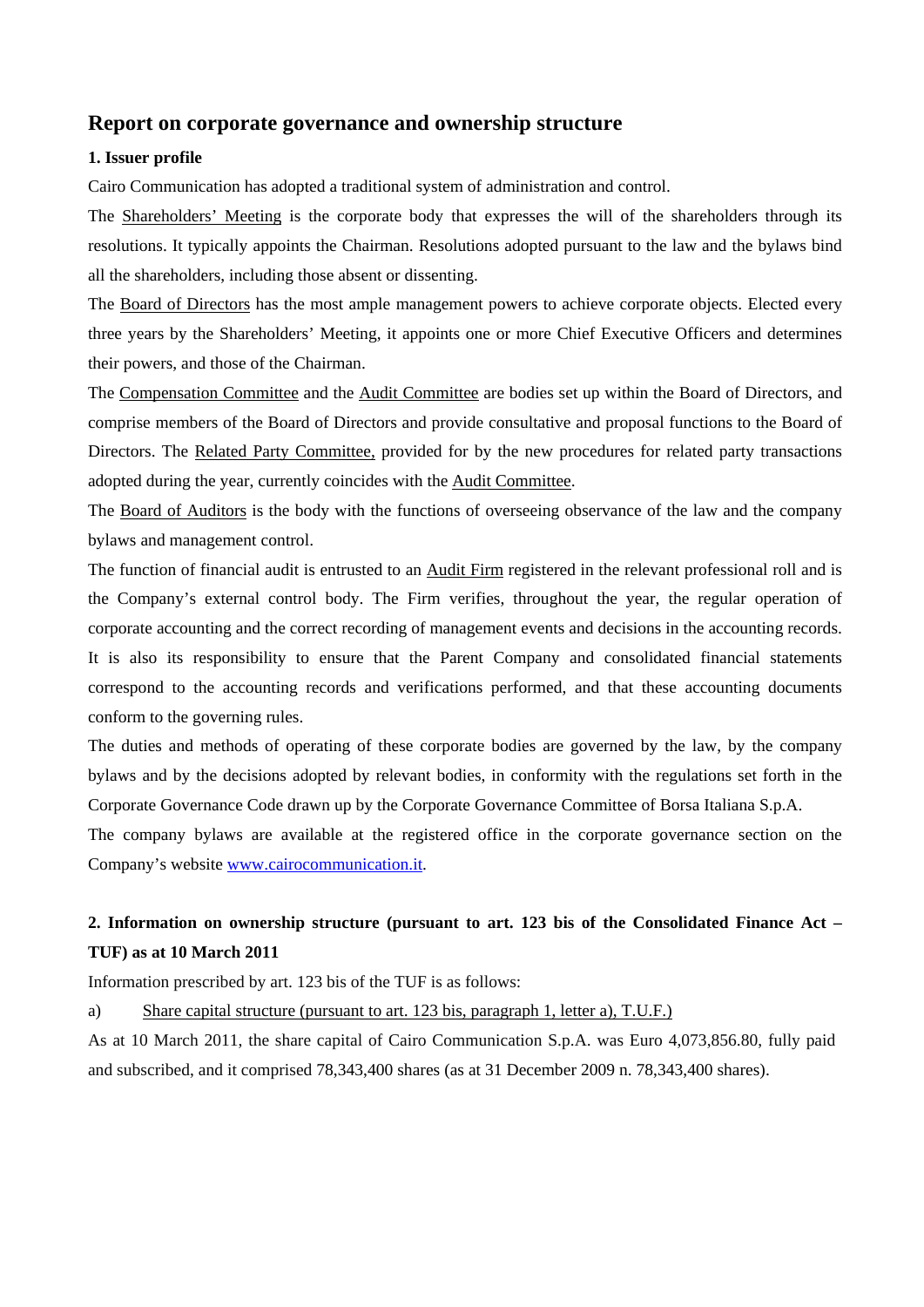# Report on corporate governance and ownership structure

### 1. Issuer profile

Cairo Communication has adopted a traditional system of administration and control.

The Shareholders' Meeting is the corporate body that expresses the will of the shareholders through its resolutions. It typically appoints the Chairman. Resolutions adopted pursuant to the law and the bylaws bind all the shareholders, including those absent or dissenting.

The Board of Directors has the most ample management powers to achieve corporate objects. Elected every three years by the Shareholders' Meeting, it appoints one or more Chief Executive Officers and determines their powers, and those of the Chairman.

The Compensation Committee and the Audit Committee are bodies set up within the Board of Directors, and comprise members of the Board of Directors and provide consultative and proposal functions to the Board of Directors. The Related Party Committee, provided for by the new procedures for related party transactions adopted during the year, currently coincides with the Audit Committee.

The Board of Auditors is the body with the functions of overseeing observance of the law and the company bylaws and management control.

The function of financial audit is entrusted to an Audit Firm registered in the relevant professional roll and is the Company's external control body. The Firm verifies, throughout the year, the regular operation of corporate accounting and the correct recording of management events and decisions in the accounting records. It is also its responsibility to ensure that the Parent Company and consolidated financial statements correspond to the accounting records and verifications performed, and that these accounting documents conform to the governing rules.

The duties and methods of operating of these corporate bodies are governed by the law, by the company bylaws and by the decisions adopted by relevant bodies, in conformity with the regulations set forth in the Corporate Governance Code drawn up by the Corporate Governance Committee of Borsa Italiana S.p.A.

The company bylaws are available at the registered office in the corporate governance section on the Company's website www.cairocommunication.it.

### 2. Information on ownership structure (pursuant to art. 123 bis of the Consolidated Finance Act – TUF) as at 10 March 2011

Information prescribed by art. 123 bis of the TUF is as follows:

a) Share capital structure (pursuant to art. 123 bis, paragraph 1, letter a), T.U.F.)

As at 10 March 2011, the share capital of Cairo Communication S.p.A. was Euro 4,073,856.80, fully paid and subscribed, and it comprised 78,343,400 shares (as at 31 December 2009 n. 78,343,400 shares).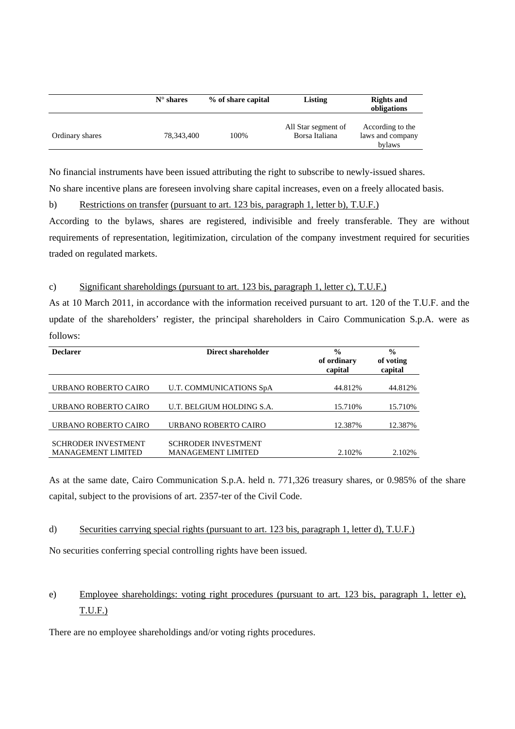| | N° shares | % of share capital | Listing | Rights and obligations |
|---|---|---|---|---|
| Ordinary shares | 78,343,400 | 100% | All Star segment of Borsa Italiana | According to the laws and company bylaws |

No financial instruments have been issued attributing the right to subscribe to newly-issued shares.

No share incentive plans are foreseen involving share capital increases, even on a freely allocated basis.

b) Restrictions on transfer (pursuant to art. 123 bis, paragraph 1, letter b), T.U.F.)

According to the bylaws, shares are registered, indivisible and freely transferable. They are without requirements of representation, legitimization, circulation of the company investment required for securities traded on regulated markets.

c) Significant shareholdings (pursuant to art. 123 bis, paragraph 1, letter c), T.U.F.)

As at 10 March 2011, in accordance with the information received pursuant to art. 120 of the T.U.F. and the update of the shareholders' register, the principal shareholders in Cairo Communication S.p.A. were as follows:

| Declarer | Direct shareholder | % of ordinary capital | % of voting capital |
|---|---|---|---|
| URBANO ROBERTO CAIRO | U.T. COMMUNICATIONS SpA | 44.812% | 44.812% |
| URBANO ROBERTO CAIRO | U.T. BELGIUM HOLDING S.A. | 15.710% | 15.710% |
| URBANO ROBERTO CAIRO | URBANO ROBERTO CAIRO | 12.387% | 12.387% |
| SCHRODER INVESTMENT MANAGEMENT LIMITED | SCHRODER INVESTMENT MANAGEMENT LIMITED | 2.102% | 2.102% |

As at the same date, Cairo Communication S.p.A. held n. 771,326 treasury shares, or 0.985% of the share capital, subject to the provisions of art. 2357-ter of the Civil Code.

d) Securities carrying special rights (pursuant to art. 123 bis, paragraph 1, letter d), T.U.F.)

No securities conferring special controlling rights have been issued.

e) Employee shareholdings: voting right procedures (pursuant to art. 123 bis, paragraph 1, letter e), T.U.F.)

There are no employee shareholdings and/or voting rights procedures.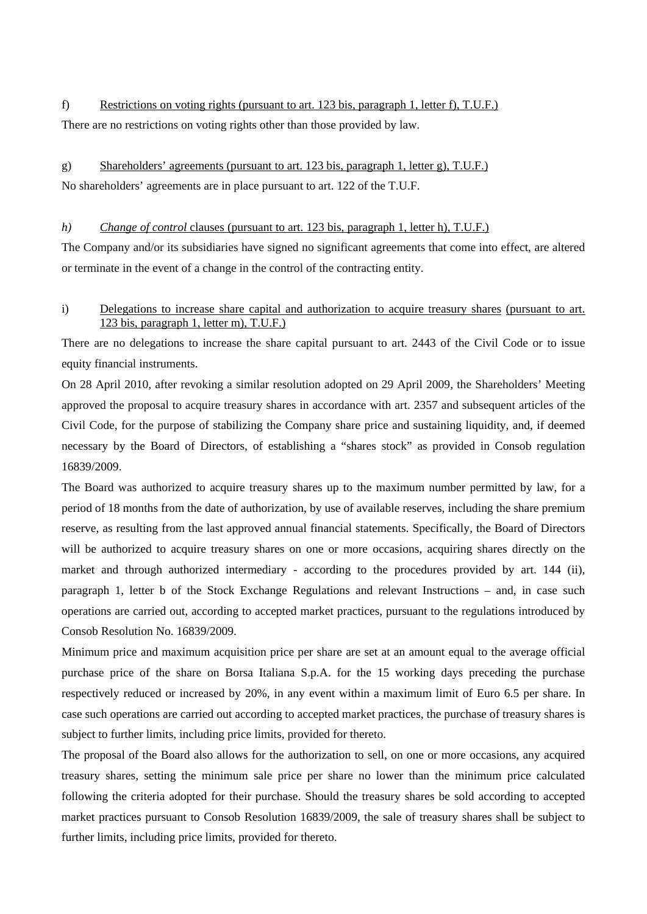f) Restrictions on voting rights (pursuant to art. 123 bis, paragraph 1, letter f), T.U.F.)

There are no restrictions on voting rights other than those provided by law.

g) Shareholders' agreements (pursuant to art. 123 bis, paragraph 1, letter g), T.U.F.)

No shareholders' agreements are in place pursuant to art. 122 of the T.U.F.

*h)* *Change of control* clauses (pursuant to art. 123 bis, paragraph 1, letter h), T.U.F.)

The Company and/or its subsidiaries have signed no significant agreements that come into effect, are altered or terminate in the event of a change in the control of the contracting entity.

i) Delegations to increase share capital and authorization to acquire treasury shares (pursuant to art. 123 bis, paragraph 1, letter m), T.U.F.)

There are no delegations to increase the share capital pursuant to art. 2443 of the Civil Code or to issue equity financial instruments.

On 28 April 2010, after revoking a similar resolution adopted on 29 April 2009, the Shareholders' Meeting approved the proposal to acquire treasury shares in accordance with art. 2357 and subsequent articles of the Civil Code, for the purpose of stabilizing the Company share price and sustaining liquidity, and, if deemed necessary by the Board of Directors, of establishing a "shares stock" as provided in Consob regulation 16839/2009.

The Board was authorized to acquire treasury shares up to the maximum number permitted by law, for a period of 18 months from the date of authorization, by use of available reserves, including the share premium reserve, as resulting from the last approved annual financial statements. Specifically, the Board of Directors will be authorized to acquire treasury shares on one or more occasions, acquiring shares directly on the market and through authorized intermediary - according to the procedures provided by art. 144 (ii), paragraph 1, letter b of the Stock Exchange Regulations and relevant Instructions – and, in case such operations are carried out, according to accepted market practices, pursuant to the regulations introduced by Consob Resolution No. 16839/2009.

Minimum price and maximum acquisition price per share are set at an amount equal to the average official purchase price of the share on Borsa Italiana S.p.A. for the 15 working days preceding the purchase respectively reduced or increased by 20%, in any event within a maximum limit of Euro 6.5 per share. In case such operations are carried out according to accepted market practices, the purchase of treasury shares is subject to further limits, including price limits, provided for thereto.

The proposal of the Board also allows for the authorization to sell, on one or more occasions, any acquired treasury shares, setting the minimum sale price per share no lower than the minimum price calculated following the criteria adopted for their purchase. Should the treasury shares be sold according to accepted market practices pursuant to Consob Resolution 16839/2009, the sale of treasury shares shall be subject to further limits, including price limits, provided for thereto.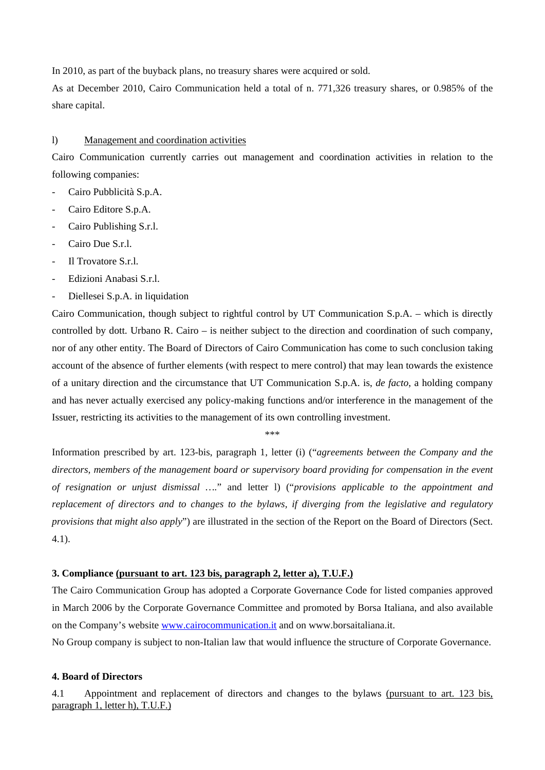In 2010, as part of the buyback plans, no treasury shares were acquired or sold.

As at December 2010, Cairo Communication held a total of n. 771,326 treasury shares, or 0.985% of the share capital.

l) Management and coordination activities

Cairo Communication currently carries out management and coordination activities in relation to the following companies:

- Cairo Pubblicità S.p.A.
- Cairo Editore S.p.A.
- Cairo Publishing S.r.l.
- Cairo Due S.r.l.
- Il Trovatore S.r.l.
- Edizioni Anabasi S.r.l.
- Diellesei S.p.A. in liquidation

Cairo Communication, though subject to rightful control by UT Communication S.p.A. – which is directly controlled by dott. Urbano R. Cairo – is neither subject to the direction and coordination of such company, nor of any other entity. The Board of Directors of Cairo Communication has come to such conclusion taking account of the absence of further elements (with respect to mere control) that may lean towards the existence of a unitary direction and the circumstance that UT Communication S.p.A. is, *de facto*, a holding company and has never actually exercised any policy-making functions and/or interference in the management of the Issuer, restricting its activities to the management of its own controlling investment.

***

Information prescribed by art. 123-bis, paragraph 1, letter (i) ("*agreements between the Company and the directors, members of the management board or supervisory board providing for compensation in the event of resignation or unjust dismissal* …." and letter l) ("*provisions applicable to the appointment and replacement of directors and to changes to the bylaws, if diverging from the legislative and regulatory provisions that might also apply*") are illustrated in the section of the Report on the Board of Directors (Sect. 4.1).

### 3. Compliance (pursuant to art. 123 bis, paragraph 2, letter a), T.U.F.)

The Cairo Communication Group has adopted a Corporate Governance Code for listed companies approved in March 2006 by the Corporate Governance Committee and promoted by Borsa Italiana, and also available on the Company's website www.cairocommunication.it and on www.borsaitaliana.it.

No Group company is subject to non-Italian law that would influence the structure of Corporate Governance.

### 4. Board of Directors

4.1 Appointment and replacement of directors and changes to the bylaws (pursuant to art. 123 bis, paragraph 1, letter h), T.U.F.)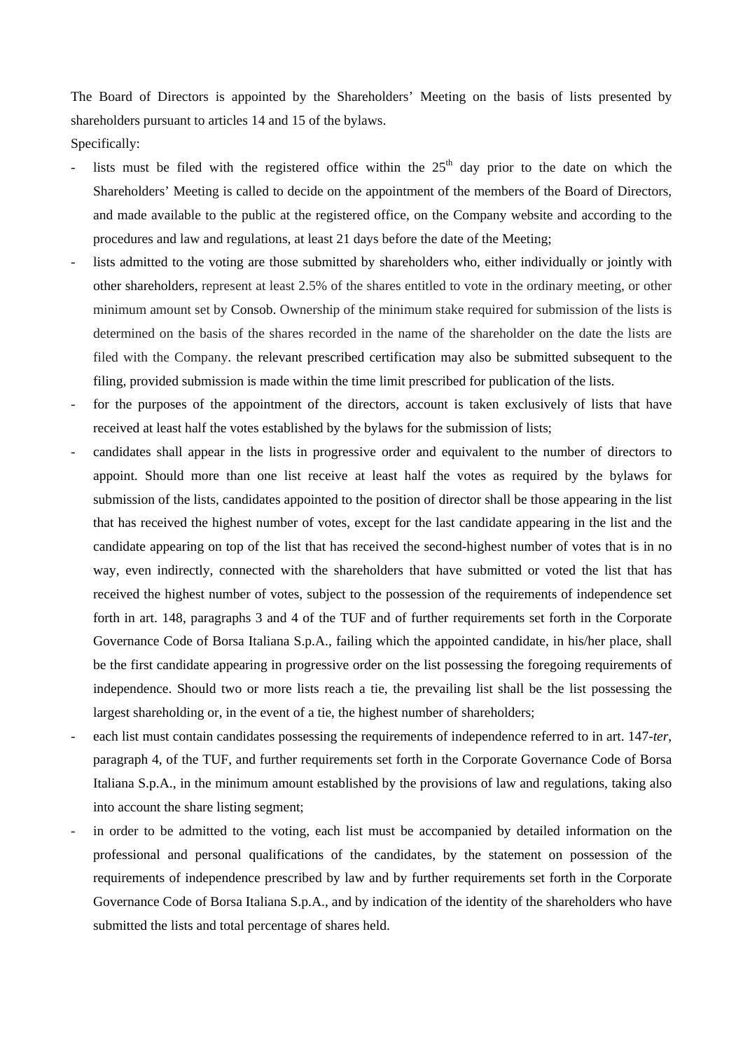The Board of Directors is appointed by the Shareholders' Meeting on the basis of lists presented by shareholders pursuant to articles 14 and 15 of the bylaws.

Specifically:

- lists must be filed with the registered office within the 25[th] day prior to the date on which the Shareholders' Meeting is called to decide on the appointment of the members of the Board of Directors, and made available to the public at the registered office, on the Company website and according to the procedures and law and regulations, at least 21 days before the date of the Meeting;
- lists admitted to the voting are those submitted by shareholders who, either individually or jointly with other shareholders, represent at least 2.5% of the shares entitled to vote in the ordinary meeting, or other minimum amount set by Consob. Ownership of the minimum stake required for submission of the lists is determined on the basis of the shares recorded in the name of the shareholder on the date the lists are filed with the Company. the relevant prescribed certification may also be submitted subsequent to the filing, provided submission is made within the time limit prescribed for publication of the lists.
- for the purposes of the appointment of the directors, account is taken exclusively of lists that have received at least half the votes established by the bylaws for the submission of lists;
- candidates shall appear in the lists in progressive order and equivalent to the number of directors to appoint. Should more than one list receive at least half the votes as required by the bylaws for submission of the lists, candidates appointed to the position of director shall be those appearing in the list that has received the highest number of votes, except for the last candidate appearing in the list and the candidate appearing on top of the list that has received the second-highest number of votes that is in no way, even indirectly, connected with the shareholders that have submitted or voted the list that has received the highest number of votes, subject to the possession of the requirements of independence set forth in art. 148, paragraphs 3 and 4 of the TUF and of further requirements set forth in the Corporate Governance Code of Borsa Italiana S.p.A., failing which the appointed candidate, in his/her place, shall be the first candidate appearing in progressive order on the list possessing the foregoing requirements of independence. Should two or more lists reach a tie, the prevailing list shall be the list possessing the largest shareholding or, in the event of a tie, the highest number of shareholders;
- each list must contain candidates possessing the requirements of independence referred to in art. 147-*ter*, paragraph 4, of the TUF, and further requirements set forth in the Corporate Governance Code of Borsa Italiana S.p.A., in the minimum amount established by the provisions of law and regulations, taking also into account the share listing segment;
- in order to be admitted to the voting, each list must be accompanied by detailed information on the professional and personal qualifications of the candidates, by the statement on possession of the requirements of independence prescribed by law and by further requirements set forth in the Corporate Governance Code of Borsa Italiana S.p.A., and by indication of the identity of the shareholders who have submitted the lists and total percentage of shares held.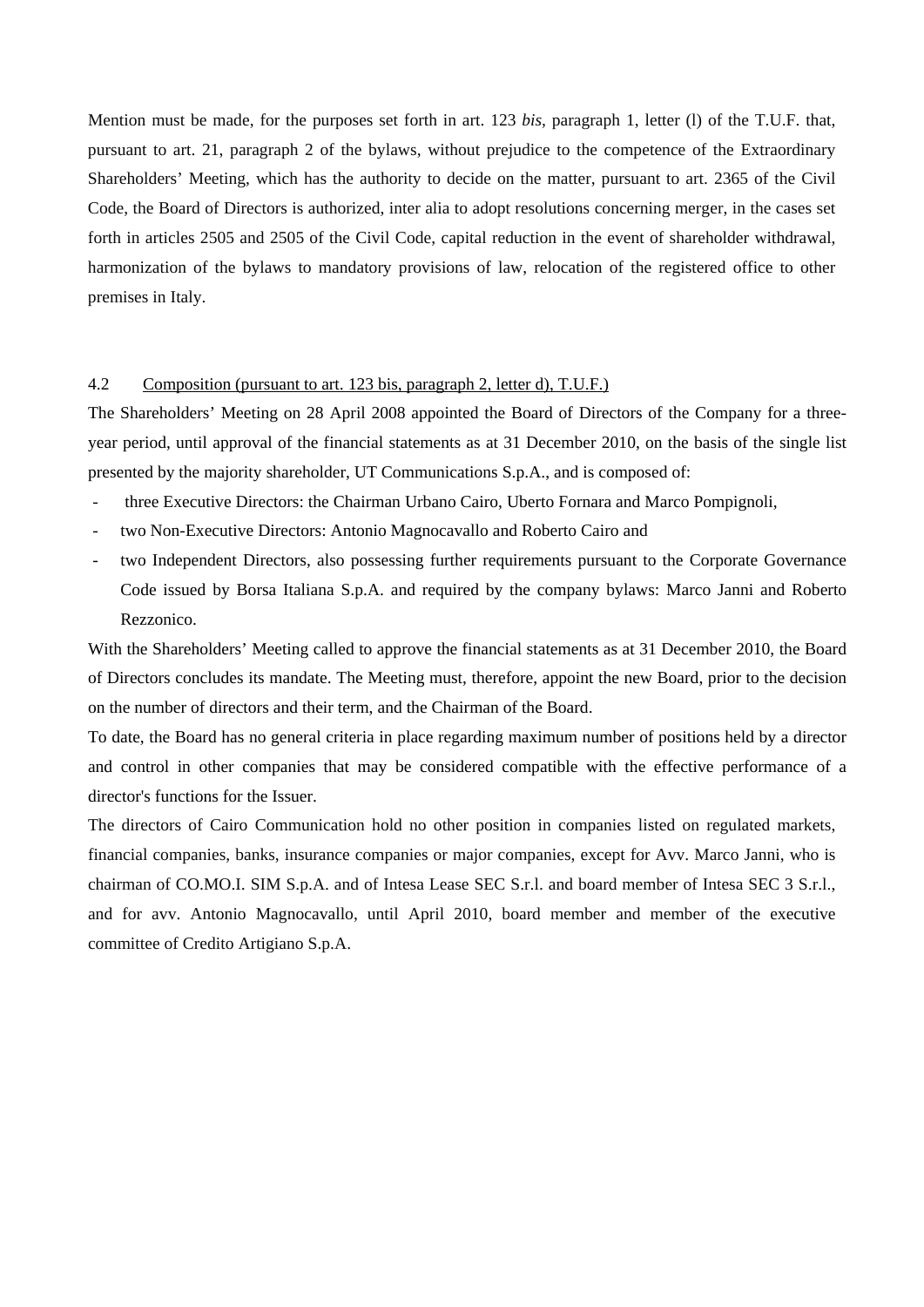Mention must be made, for the purposes set forth in art. 123 *bis*, paragraph 1, letter (l) of the T.U.F. that, pursuant to art. 21, paragraph 2 of the bylaws, without prejudice to the competence of the Extraordinary Shareholders' Meeting, which has the authority to decide on the matter, pursuant to art. 2365 of the Civil Code, the Board of Directors is authorized, inter alia to adopt resolutions concerning merger, in the cases set forth in articles 2505 and 2505 of the Civil Code, capital reduction in the event of shareholder withdrawal, harmonization of the bylaws to mandatory provisions of law, relocation of the registered office to other premises in Italy.

4.2 Composition (pursuant to art. 123 bis, paragraph 2, letter d), T.U.F.)

The Shareholders' Meeting on 28 April 2008 appointed the Board of Directors of the Company for a three-year period, until approval of the financial statements as at 31 December 2010, on the basis of the single list presented by the majority shareholder, UT Communications S.p.A., and is composed of:

- three Executive Directors: the Chairman Urbano Cairo, Uberto Fornara and Marco Pompignoli,
- two Non-Executive Directors: Antonio Magnocavallo and Roberto Cairo and
- two Independent Directors, also possessing further requirements pursuant to the Corporate Governance Code issued by Borsa Italiana S.p.A. and required by the company bylaws: Marco Janni and Roberto Rezzonico.

With the Shareholders' Meeting called to approve the financial statements as at 31 December 2010, the Board of Directors concludes its mandate. The Meeting must, therefore, appoint the new Board, prior to the decision on the number of directors and their term, and the Chairman of the Board.

To date, the Board has no general criteria in place regarding maximum number of positions held by a director and control in other companies that may be considered compatible with the effective performance of a director's functions for the Issuer.

The directors of Cairo Communication hold no other position in companies listed on regulated markets, financial companies, banks, insurance companies or major companies, except for Avv. Marco Janni, who is chairman of CO.MO.I. SIM S.p.A. and of Intesa Lease SEC S.r.l. and board member of Intesa SEC 3 S.r.l., and for avv. Antonio Magnocavallo, until April 2010, board member and member of the executive committee of Credito Artigiano S.p.A.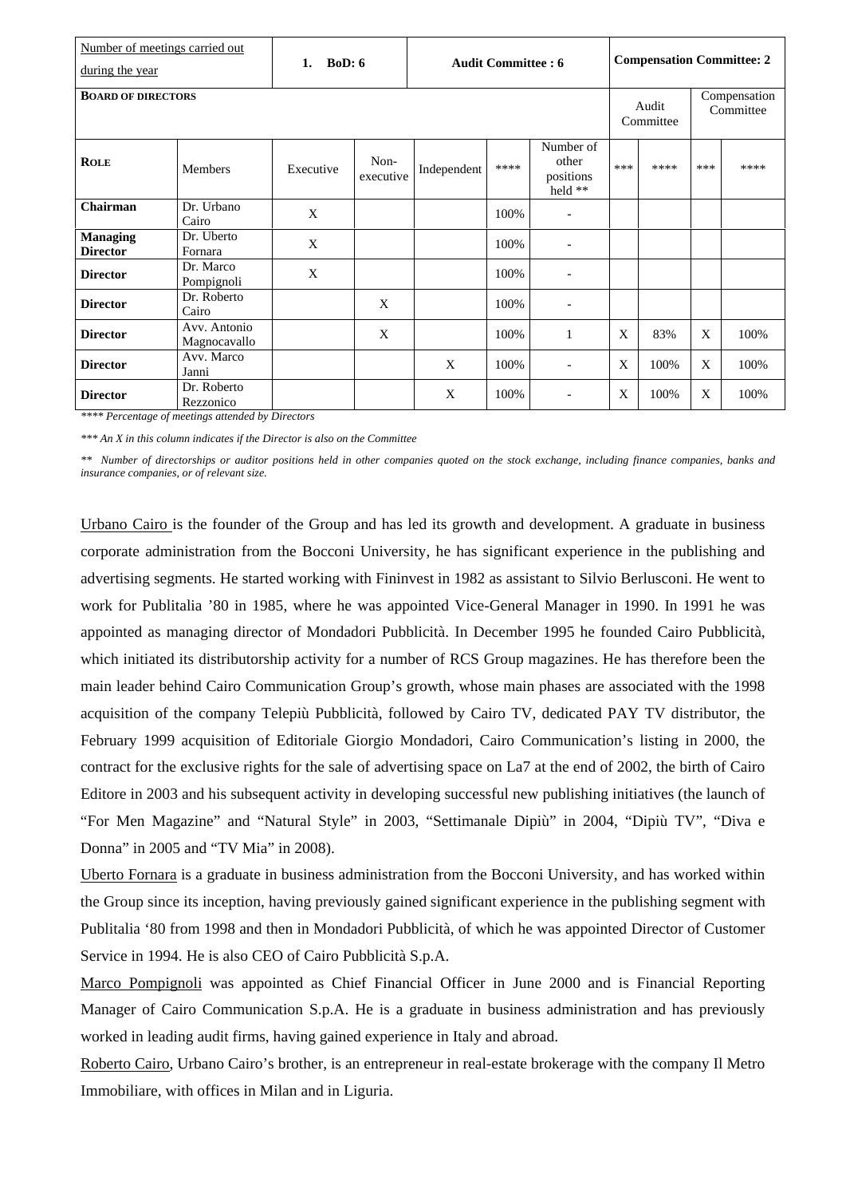| Number of meetings carried out during the year | | 1. BoD: 6 | | Audit Committee : 6 | | | Compensation Committee: 2 | | | |
|---|---|---|---|---|---|---|---|---|---|---|
| **BOARD OF DIRECTORS** | | | | | | | Audit Committee | | Compensation Committee | |
| **ROLE** | Members | Executive | Non-executive | Independent | **** | Number of other positions held ** | *** | **** | *** | **** |
| **Chairman** | Dr. Urbano Cairo | X | | | 100% | - | | | | |
| **Managing Director** | Dr. Uberto Fornara | X | | | 100% | - | | | | |
| **Director** | Dr. Marco Pompignoli | X | | | 100% | - | | | | |
| **Director** | Dr. Roberto Cairo | | X | | 100% | - | | | | |
| **Director** | Avv. Antonio Magnocavallo | | X | | 100% | 1 | X | 83% | X | 100% |
| **Director** | Avv. Marco Janni | | | X | 100% | - | X | 100% | X | 100% |
| **Director** | Dr. Roberto Rezzonico | | | X | 100% | - | X | 100% | X | 100% |

*\*\*\*\* Percentage of meetings attended by Directors*

*\*\*\* An X in this column indicates if the Director is also on the Committee*

*\*\* Number of directorships or auditor positions held in other companies quoted on the stock exchange, including finance companies, banks and insurance companies, or of relevant size.*

Urbano Cairo is the founder of the Group and has led its growth and development. A graduate in business corporate administration from the Bocconi University, he has significant experience in the publishing and advertising segments. He started working with Fininvest in 1982 as assistant to Silvio Berlusconi. He went to work for Publitalia '80 in 1985, where he was appointed Vice-General Manager in 1990. In 1991 he was appointed as managing director of Mondadori Pubblicità. In December 1995 he founded Cairo Pubblicità, which initiated its distributorship activity for a number of RCS Group magazines. He has therefore been the main leader behind Cairo Communication Group's growth, whose main phases are associated with the 1998 acquisition of the company Telepiù Pubblicità, followed by Cairo TV, dedicated PAY TV distributor, the February 1999 acquisition of Editoriale Giorgio Mondadori, Cairo Communication's listing in 2000, the contract for the exclusive rights for the sale of advertising space on La7 at the end of 2002, the birth of Cairo Editore in 2003 and his subsequent activity in developing successful new publishing initiatives (the launch of "For Men Magazine" and "Natural Style" in 2003, "Settimanale Dipiù" in 2004, "Dipiù TV", "Diva e Donna" in 2005 and "TV Mia" in 2008).

Uberto Fornara is a graduate in business administration from the Bocconi University, and has worked within the Group since its inception, having previously gained significant experience in the publishing segment with Publitalia '80 from 1998 and then in Mondadori Pubblicità, of which he was appointed Director of Customer Service in 1994. He is also CEO of Cairo Pubblicità S.p.A.

Marco Pompignoli was appointed as Chief Financial Officer in June 2000 and is Financial Reporting Manager of Cairo Communication S.p.A. He is a graduate in business administration and has previously worked in leading audit firms, having gained experience in Italy and abroad.

Roberto Cairo, Urbano Cairo's brother, is an entrepreneur in real-estate brokerage with the company Il Metro Immobiliare, with offices in Milan and in Liguria.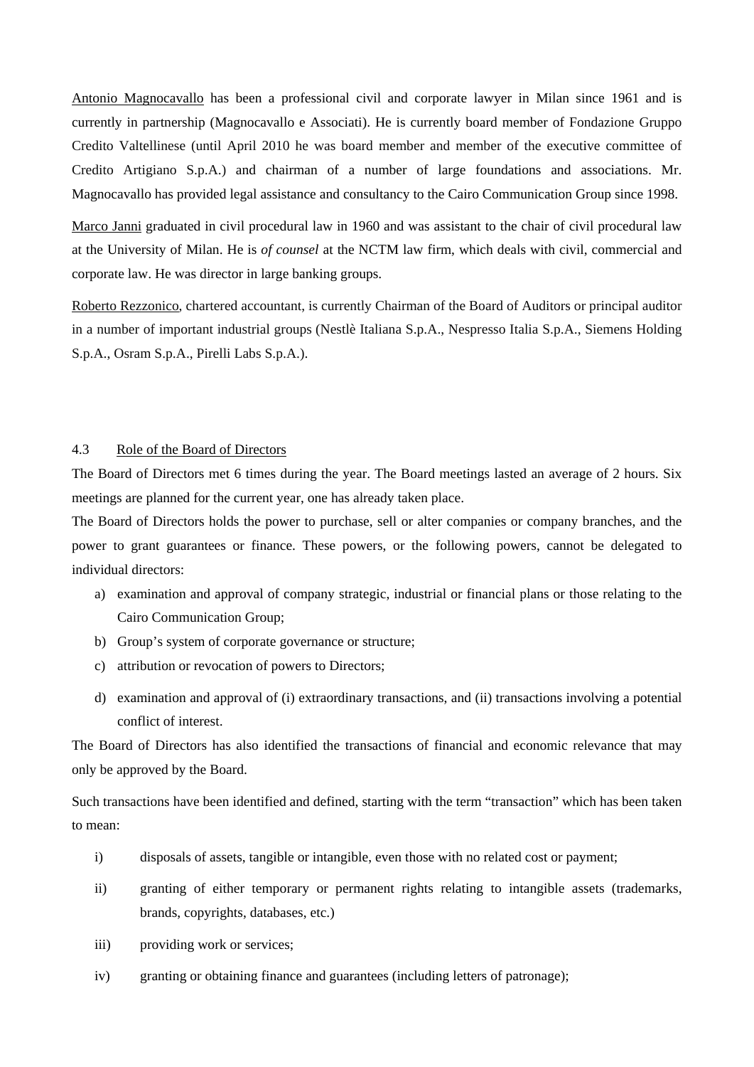Antonio Magnocavallo has been a professional civil and corporate lawyer in Milan since 1961 and is currently in partnership (Magnocavallo e Associati). He is currently board member of Fondazione Gruppo Credito Valtellinese (until April 2010 he was board member and member of the executive committee of Credito Artigiano S.p.A.) and chairman of a number of large foundations and associations. Mr. Magnocavallo has provided legal assistance and consultancy to the Cairo Communication Group since 1998.

Marco Janni graduated in civil procedural law in 1960 and was assistant to the chair of civil procedural law at the University of Milan. He is *of counsel* at the NCTM law firm, which deals with civil, commercial and corporate law. He was director in large banking groups.

Roberto Rezzonico, chartered accountant, is currently Chairman of the Board of Auditors or principal auditor in a number of important industrial groups (Nestlè Italiana S.p.A., Nespresso Italia S.p.A., Siemens Holding S.p.A., Osram S.p.A., Pirelli Labs S.p.A.).

### 4.3 Role of the Board of Directors

The Board of Directors met 6 times during the year. The Board meetings lasted an average of 2 hours. Six meetings are planned for the current year, one has already taken place.

The Board of Directors holds the power to purchase, sell or alter companies or company branches, and the power to grant guarantees or finance. These powers, or the following powers, cannot be delegated to individual directors:

a) examination and approval of company strategic, industrial or financial plans or those relating to the Cairo Communication Group;
b) Group's system of corporate governance or structure;
c) attribution or revocation of powers to Directors;
d) examination and approval of (i) extraordinary transactions, and (ii) transactions involving a potential conflict of interest.

The Board of Directors has also identified the transactions of financial and economic relevance that may only be approved by the Board.

Such transactions have been identified and defined, starting with the term "transaction" which has been taken to mean:

i) disposals of assets, tangible or intangible, even those with no related cost or payment;
ii) granting of either temporary or permanent rights relating to intangible assets (trademarks, brands, copyrights, databases, etc.)
iii) providing work or services;
iv) granting or obtaining finance and guarantees (including letters of patronage);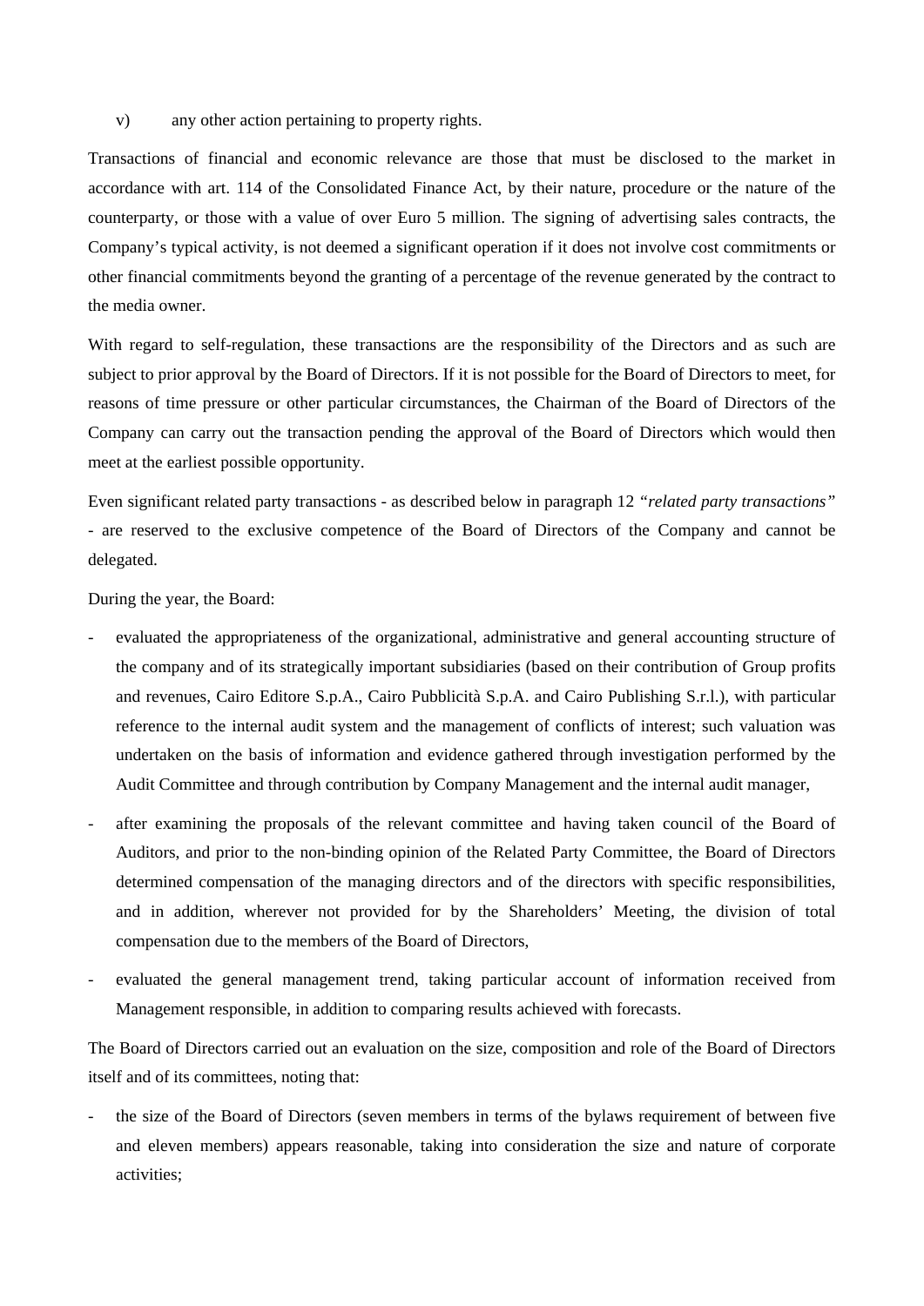v) any other action pertaining to property rights.

Transactions of financial and economic relevance are those that must be disclosed to the market in accordance with art. 114 of the Consolidated Finance Act, by their nature, procedure or the nature of the counterparty, or those with a value of over Euro 5 million. The signing of advertising sales contracts, the Company's typical activity, is not deemed a significant operation if it does not involve cost commitments or other financial commitments beyond the granting of a percentage of the revenue generated by the contract to the media owner.

With regard to self-regulation, these transactions are the responsibility of the Directors and as such are subject to prior approval by the Board of Directors. If it is not possible for the Board of Directors to meet, for reasons of time pressure or other particular circumstances, the Chairman of the Board of Directors of the Company can carry out the transaction pending the approval of the Board of Directors which would then meet at the earliest possible opportunity.

Even significant related party transactions - as described below in paragraph 12 *"related party transactions"* - are reserved to the exclusive competence of the Board of Directors of the Company and cannot be delegated.

During the year, the Board:

- evaluated the appropriateness of the organizational, administrative and general accounting structure of the company and of its strategically important subsidiaries (based on their contribution of Group profits and revenues, Cairo Editore S.p.A., Cairo Pubblicità S.p.A. and Cairo Publishing S.r.l.), with particular reference to the internal audit system and the management of conflicts of interest; such valuation was undertaken on the basis of information and evidence gathered through investigation performed by the Audit Committee and through contribution by Company Management and the internal audit manager,
- after examining the proposals of the relevant committee and having taken council of the Board of Auditors, and prior to the non-binding opinion of the Related Party Committee, the Board of Directors determined compensation of the managing directors and of the directors with specific responsibilities, and in addition, wherever not provided for by the Shareholders' Meeting, the division of total compensation due to the members of the Board of Directors,
- evaluated the general management trend, taking particular account of information received from Management responsible, in addition to comparing results achieved with forecasts.

The Board of Directors carried out an evaluation on the size, composition and role of the Board of Directors itself and of its committees, noting that:

- the size of the Board of Directors (seven members in terms of the bylaws requirement of between five and eleven members) appears reasonable, taking into consideration the size and nature of corporate activities;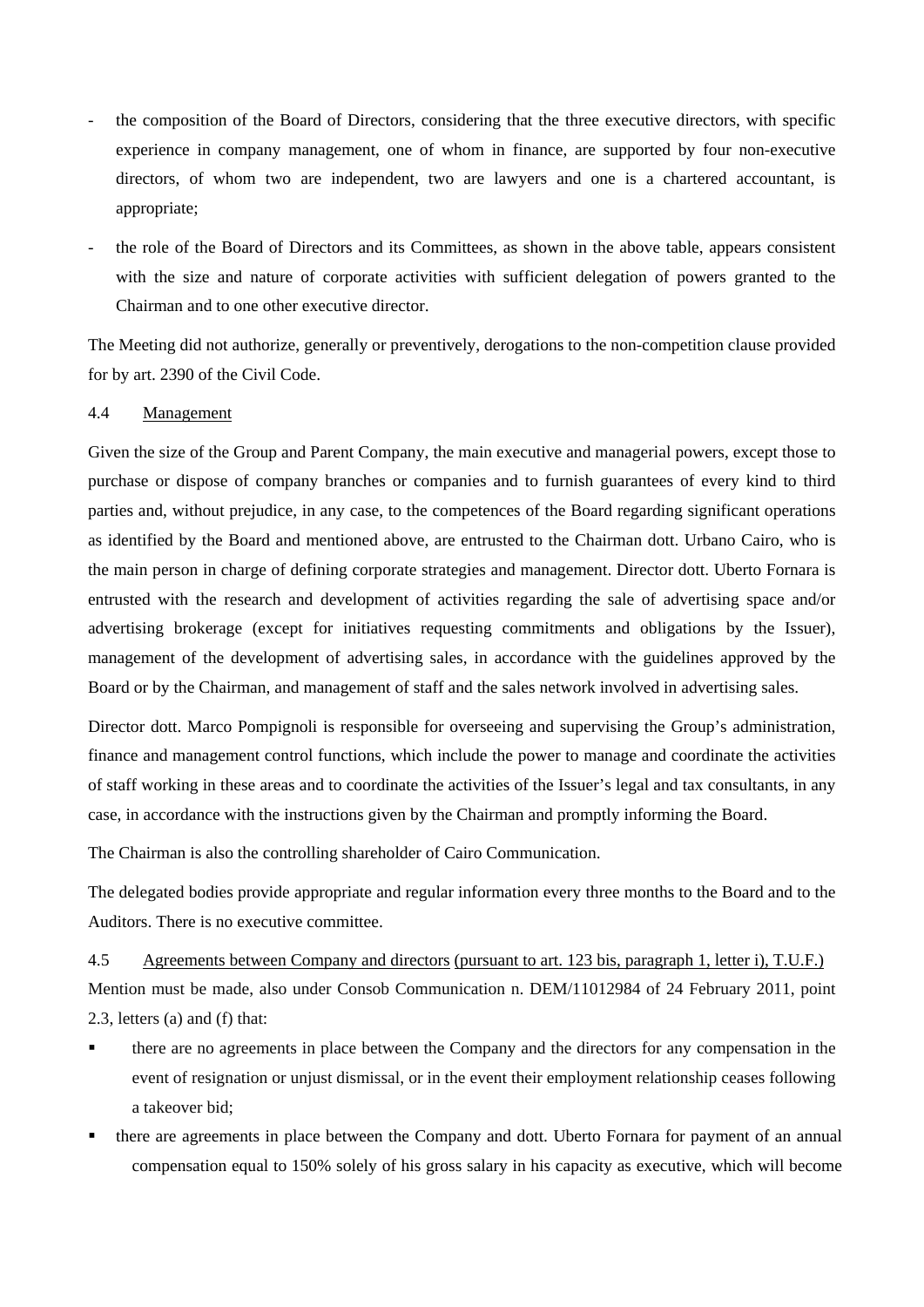- the composition of the Board of Directors, considering that the three executive directors, with specific experience in company management, one of whom in finance, are supported by four non-executive directors, of whom two are independent, two are lawyers and one is a chartered accountant, is appropriate;
- the role of the Board of Directors and its Committees, as shown in the above table, appears consistent with the size and nature of corporate activities with sufficient delegation of powers granted to the Chairman and to one other executive director.

The Meeting did not authorize, generally or preventively, derogations to the non-competition clause provided for by art. 2390 of the Civil Code.

4.4 Management

Given the size of the Group and Parent Company, the main executive and managerial powers, except those to purchase or dispose of company branches or companies and to furnish guarantees of every kind to third parties and, without prejudice, in any case, to the competences of the Board regarding significant operations as identified by the Board and mentioned above, are entrusted to the Chairman dott. Urbano Cairo, who is the main person in charge of defining corporate strategies and management. Director dott. Uberto Fornara is entrusted with the research and development of activities regarding the sale of advertising space and/or advertising brokerage (except for initiatives requesting commitments and obligations by the Issuer), management of the development of advertising sales, in accordance with the guidelines approved by the Board or by the Chairman, and management of staff and the sales network involved in advertising sales.

Director dott. Marco Pompignoli is responsible for overseeing and supervising the Group's administration, finance and management control functions, which include the power to manage and coordinate the activities of staff working in these areas and to coordinate the activities of the Issuer's legal and tax consultants, in any case, in accordance with the instructions given by the Chairman and promptly informing the Board.

The Chairman is also the controlling shareholder of Cairo Communication.

The delegated bodies provide appropriate and regular information every three months to the Board and to the Auditors. There is no executive committee.

4.5 Agreements between Company and directors (pursuant to art. 123 bis, paragraph 1, letter i), T.U.F.)

Mention must be made, also under Consob Communication n. DEM/11012984 of 24 February 2011, point 2.3, letters (a) and (f) that:

- there are no agreements in place between the Company and the directors for any compensation in the event of resignation or unjust dismissal, or in the event their employment relationship ceases following a takeover bid;
- there are agreements in place between the Company and dott. Uberto Fornara for payment of an annual compensation equal to 150% solely of his gross salary in his capacity as executive, which will become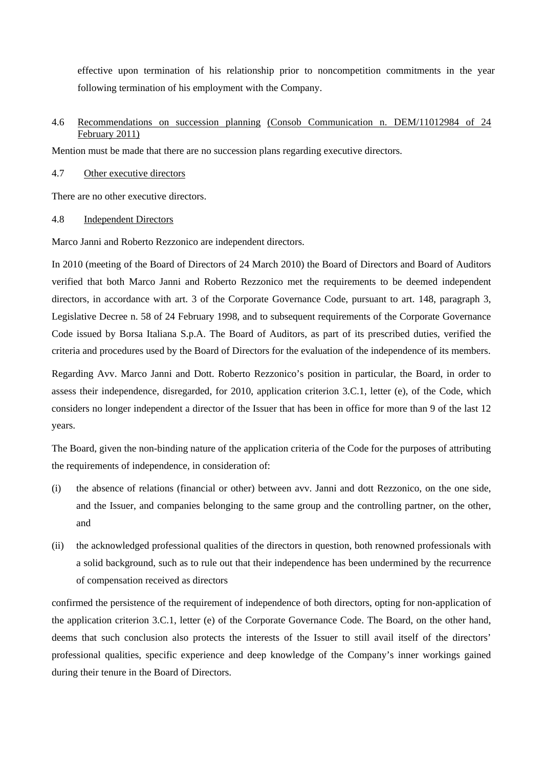effective upon termination of his relationship prior to noncompetition commitments in the year following termination of his employment with the Company.

4.6 Recommendations on succession planning (Consob Communication n. DEM/11012984 of 24 February 2011)

Mention must be made that there are no succession plans regarding executive directors.

4.7 Other executive directors

There are no other executive directors.

4.8 Independent Directors

Marco Janni and Roberto Rezzonico are independent directors.

In 2010 (meeting of the Board of Directors of 24 March 2010) the Board of Directors and Board of Auditors verified that both Marco Janni and Roberto Rezzonico met the requirements to be deemed independent directors, in accordance with art. 3 of the Corporate Governance Code, pursuant to art. 148, paragraph 3, Legislative Decree n. 58 of 24 February 1998, and to subsequent requirements of the Corporate Governance Code issued by Borsa Italiana S.p.A. The Board of Auditors, as part of its prescribed duties, verified the criteria and procedures used by the Board of Directors for the evaluation of the independence of its members.

Regarding Avv. Marco Janni and Dott. Roberto Rezzonico's position in particular, the Board, in order to assess their independence, disregarded, for 2010, application criterion 3.C.1, letter (e), of the Code, which considers no longer independent a director of the Issuer that has been in office for more than 9 of the last 12 years.

The Board, given the non-binding nature of the application criteria of the Code for the purposes of attributing the requirements of independence, in consideration of:

(i) the absence of relations (financial or other) between avv. Janni and dott Rezzonico, on the one side, and the Issuer, and companies belonging to the same group and the controlling partner, on the other, and

(ii) the acknowledged professional qualities of the directors in question, both renowned professionals with a solid background, such as to rule out that their independence has been undermined by the recurrence of compensation received as directors

confirmed the persistence of the requirement of independence of both directors, opting for non-application of the application criterion 3.C.1, letter (e) of the Corporate Governance Code. The Board, on the other hand, deems that such conclusion also protects the interests of the Issuer to still avail itself of the directors' professional qualities, specific experience and deep knowledge of the Company's inner workings gained during their tenure in the Board of Directors.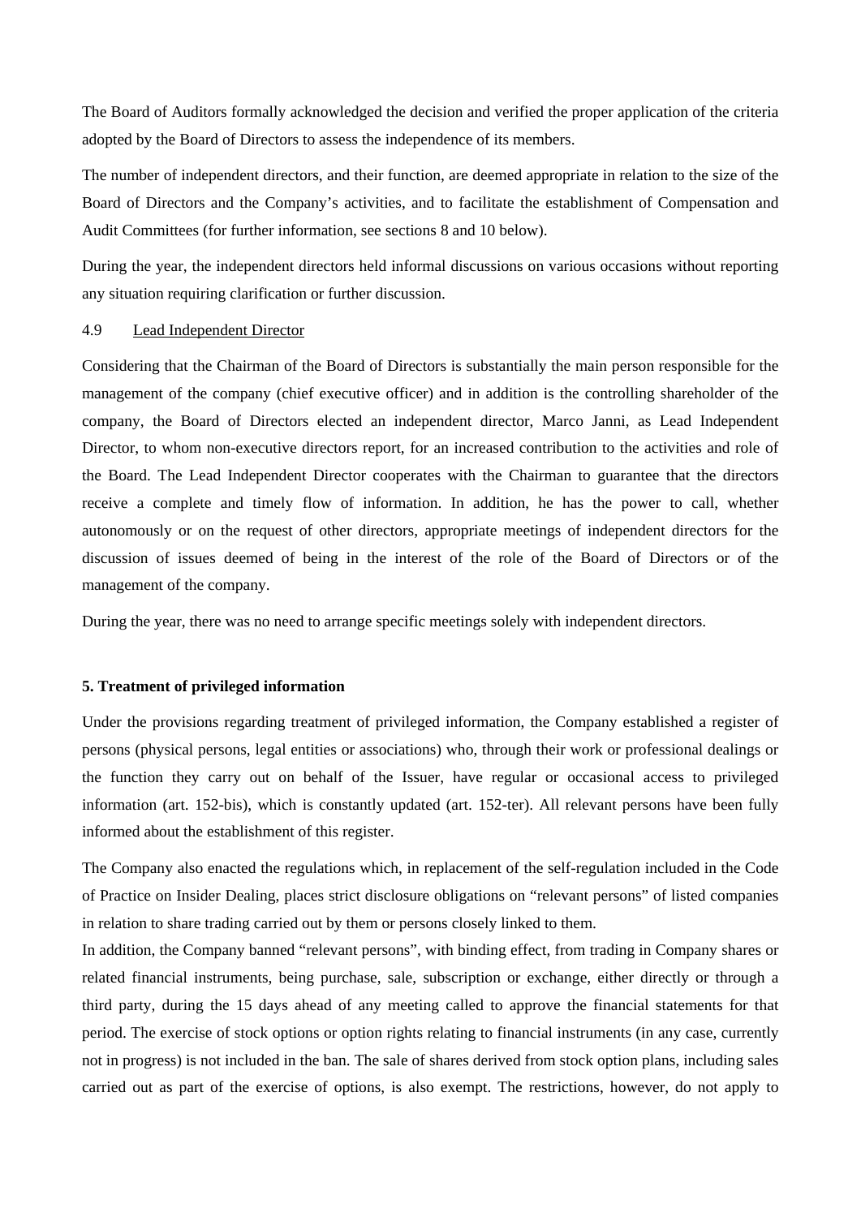The Board of Auditors formally acknowledged the decision and verified the proper application of the criteria adopted by the Board of Directors to assess the independence of its members.

The number of independent directors, and their function, are deemed appropriate in relation to the size of the Board of Directors and the Company's activities, and to facilitate the establishment of Compensation and Audit Committees (for further information, see sections 8 and 10 below).

During the year, the independent directors held informal discussions on various occasions without reporting any situation requiring clarification or further discussion.

### 4.9 Lead Independent Director

Considering that the Chairman of the Board of Directors is substantially the main person responsible for the management of the company (chief executive officer) and in addition is the controlling shareholder of the company, the Board of Directors elected an independent director, Marco Janni, as Lead Independent Director, to whom non-executive directors report, for an increased contribution to the activities and role of the Board. The Lead Independent Director cooperates with the Chairman to guarantee that the directors receive a complete and timely flow of information. In addition, he has the power to call, whether autonomously or on the request of other directors, appropriate meetings of independent directors for the discussion of issues deemed of being in the interest of the role of the Board of Directors or of the management of the company.

During the year, there was no need to arrange specific meetings solely with independent directors.

## 5. Treatment of privileged information

Under the provisions regarding treatment of privileged information, the Company established a register of persons (physical persons, legal entities or associations) who, through their work or professional dealings or the function they carry out on behalf of the Issuer, have regular or occasional access to privileged information (art. 152-bis), which is constantly updated (art. 152-ter). All relevant persons have been fully informed about the establishment of this register.

The Company also enacted the regulations which, in replacement of the self-regulation included in the Code of Practice on Insider Dealing, places strict disclosure obligations on "relevant persons" of listed companies in relation to share trading carried out by them or persons closely linked to them.

In addition, the Company banned "relevant persons", with binding effect, from trading in Company shares or related financial instruments, being purchase, sale, subscription or exchange, either directly or through a third party, during the 15 days ahead of any meeting called to approve the financial statements for that period. The exercise of stock options or option rights relating to financial instruments (in any case, currently not in progress) is not included in the ban. The sale of shares derived from stock option plans, including sales carried out as part of the exercise of options, is also exempt. The restrictions, however, do not apply to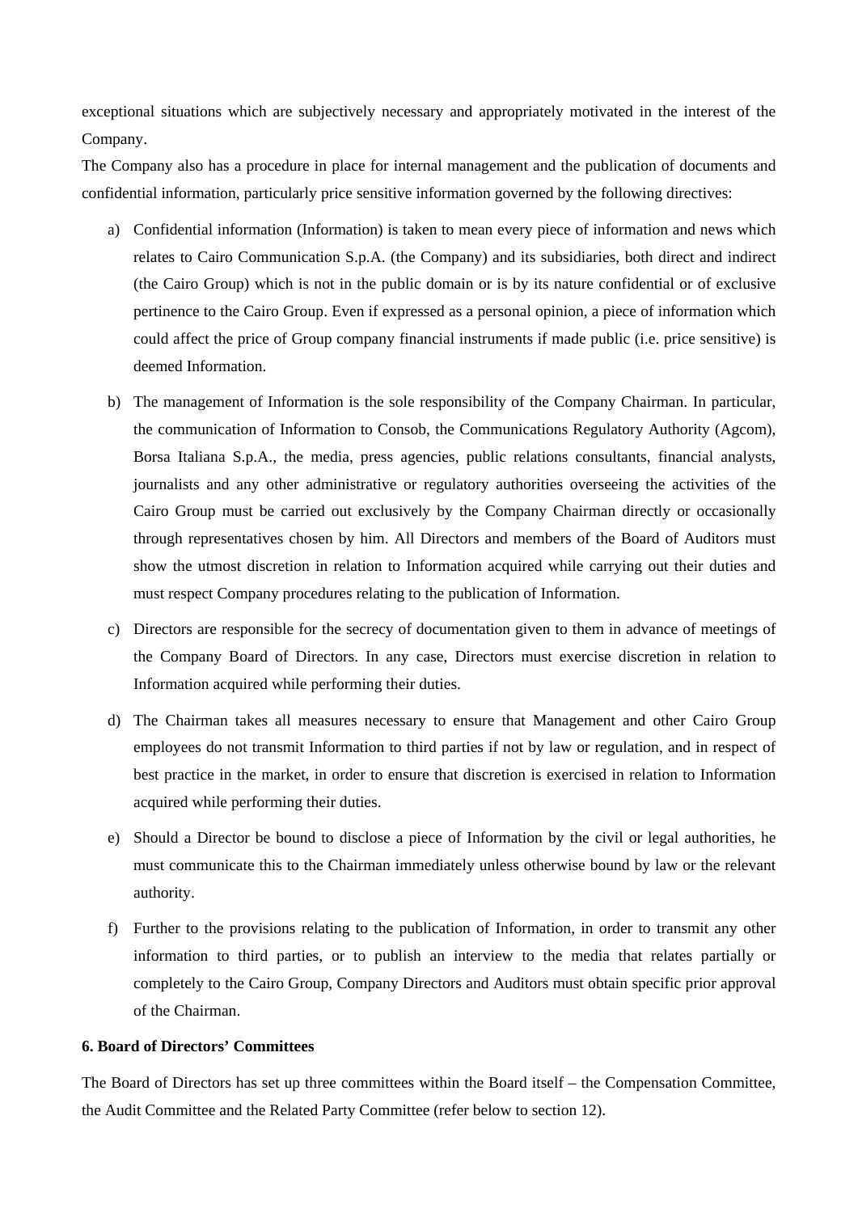exceptional situations which are subjectively necessary and appropriately motivated in the interest of the Company.

The Company also has a procedure in place for internal management and the publication of documents and confidential information, particularly price sensitive information governed by the following directives:

a) Confidential information (Information) is taken to mean every piece of information and news which relates to Cairo Communication S.p.A. (the Company) and its subsidiaries, both direct and indirect (the Cairo Group) which is not in the public domain or is by its nature confidential or of exclusive pertinence to the Cairo Group. Even if expressed as a personal opinion, a piece of information which could affect the price of Group company financial instruments if made public (i.e. price sensitive) is deemed Information.

b) The management of Information is the sole responsibility of the Company Chairman. In particular, the communication of Information to Consob, the Communications Regulatory Authority (Agcom), Borsa Italiana S.p.A., the media, press agencies, public relations consultants, financial analysts, journalists and any other administrative or regulatory authorities overseeing the activities of the Cairo Group must be carried out exclusively by the Company Chairman directly or occasionally through representatives chosen by him. All Directors and members of the Board of Auditors must show the utmost discretion in relation to Information acquired while carrying out their duties and must respect Company procedures relating to the publication of Information.

c) Directors are responsible for the secrecy of documentation given to them in advance of meetings of the Company Board of Directors. In any case, Directors must exercise discretion in relation to Information acquired while performing their duties.

d) The Chairman takes all measures necessary to ensure that Management and other Cairo Group employees do not transmit Information to third parties if not by law or regulation, and in respect of best practice in the market, in order to ensure that discretion is exercised in relation to Information acquired while performing their duties.

e) Should a Director be bound to disclose a piece of Information by the civil or legal authorities, he must communicate this to the Chairman immediately unless otherwise bound by law or the relevant authority.

f) Further to the provisions relating to the publication of Information, in order to transmit any other information to third parties, or to publish an interview to the media that relates partially or completely to the Cairo Group, Company Directors and Auditors must obtain specific prior approval of the Chairman.

**6. Board of Directors' Committees**

The Board of Directors has set up three committees within the Board itself – the Compensation Committee, the Audit Committee and the Related Party Committee (refer below to section 12).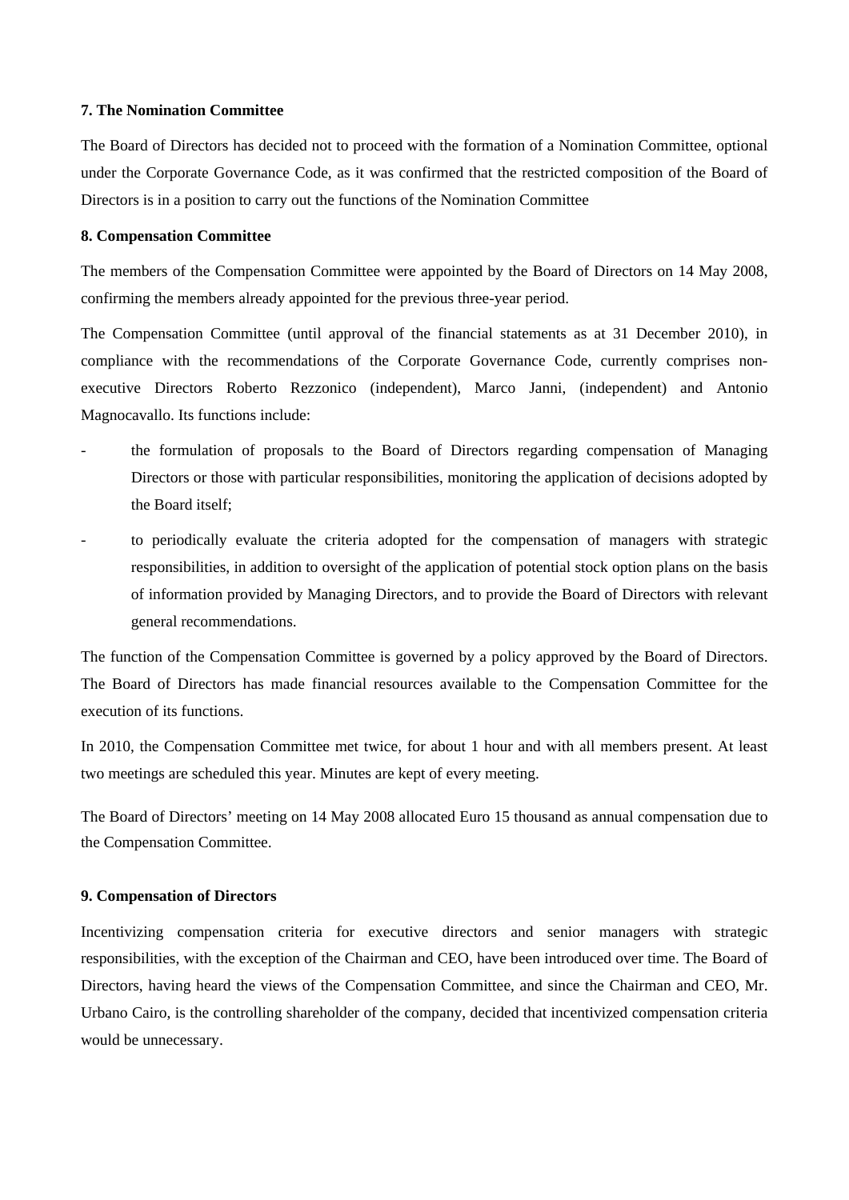**7. The Nomination Committee**

The Board of Directors has decided not to proceed with the formation of a Nomination Committee, optional under the Corporate Governance Code, as it was confirmed that the restricted composition of the Board of Directors is in a position to carry out the functions of the Nomination Committee

**8. Compensation Committee**

The members of the Compensation Committee were appointed by the Board of Directors on 14 May 2008, confirming the members already appointed for the previous three-year period.

The Compensation Committee (until approval of the financial statements as at 31 December 2010), in compliance with the recommendations of the Corporate Governance Code, currently comprises non-executive Directors Roberto Rezzonico (independent), Marco Janni, (independent) and Antonio Magnocavallo. Its functions include:

- the formulation of proposals to the Board of Directors regarding compensation of Managing Directors or those with particular responsibilities, monitoring the application of decisions adopted by the Board itself;
- to periodically evaluate the criteria adopted for the compensation of managers with strategic responsibilities, in addition to oversight of the application of potential stock option plans on the basis of information provided by Managing Directors, and to provide the Board of Directors with relevant general recommendations.

The function of the Compensation Committee is governed by a policy approved by the Board of Directors. The Board of Directors has made financial resources available to the Compensation Committee for the execution of its functions.

In 2010, the Compensation Committee met twice, for about 1 hour and with all members present. At least two meetings are scheduled this year. Minutes are kept of every meeting.

The Board of Directors' meeting on 14 May 2008 allocated Euro 15 thousand as annual compensation due to the Compensation Committee.

**9. Compensation of Directors**

Incentivizing compensation criteria for executive directors and senior managers with strategic responsibilities, with the exception of the Chairman and CEO, have been introduced over time. The Board of Directors, having heard the views of the Compensation Committee, and since the Chairman and CEO, Mr. Urbano Cairo, is the controlling shareholder of the company, decided that incentivized compensation criteria would be unnecessary.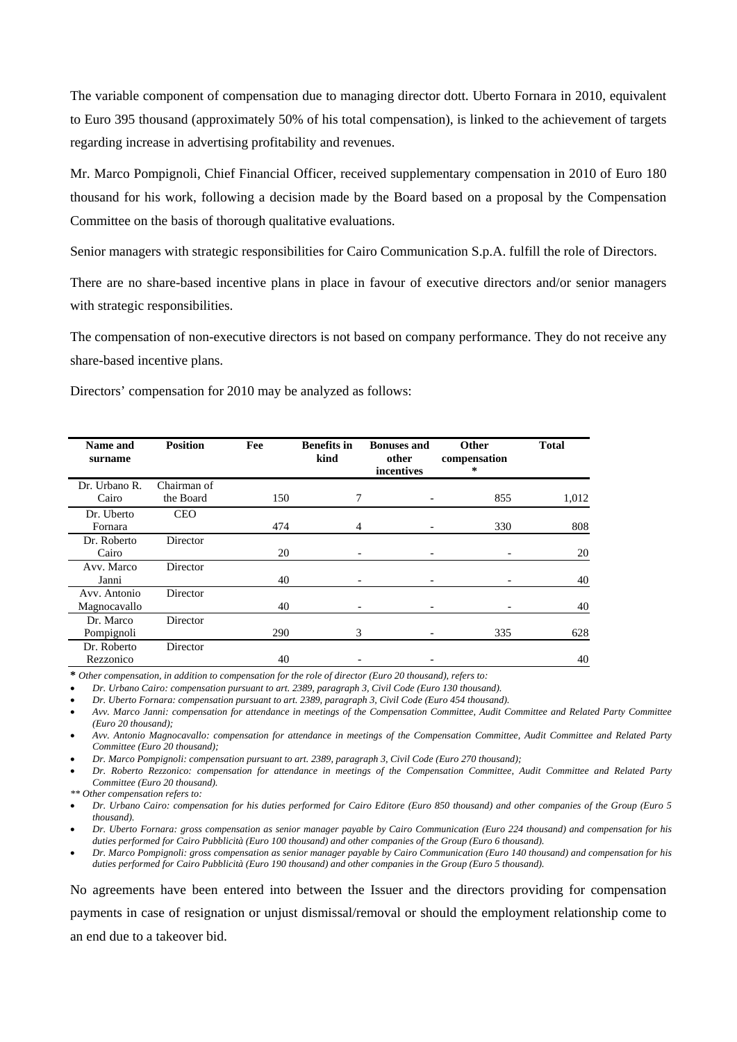The variable component of compensation due to managing director dott. Uberto Fornara in 2010, equivalent to Euro 395 thousand (approximately 50% of his total compensation), is linked to the achievement of targets regarding increase in advertising profitability and revenues.

Mr. Marco Pompignoli, Chief Financial Officer, received supplementary compensation in 2010 of Euro 180 thousand for his work, following a decision made by the Board based on a proposal by the Compensation Committee on the basis of thorough qualitative evaluations.

Senior managers with strategic responsibilities for Cairo Communication S.p.A. fulfill the role of Directors.

There are no share-based incentive plans in place in favour of executive directors and/or senior managers with strategic responsibilities.

The compensation of non-executive directors is not based on company performance. They do not receive any share-based incentive plans.

Directors' compensation for 2010 may be analyzed as follows:

| Name and surname | Position | Fee | Benefits in kind | Bonuses and other incentives | Other compensation * | Total |
|---|---|---|---|---|---|---|
| Dr. Urbano R. Cairo | Chairman of the Board | 150 | 7 | - | 855 | 1,012 |
| Dr. Uberto Fornara | CEO | 474 | 4 | - | 330 | 808 |
| Dr. Roberto Cairo | Director | 20 | - | - | - | 20 |
| Avv. Marco Janni | Director | 40 | - | - | - | 40 |
| Avv. Antonio Magnocavallo | Director | 40 | - | - | - | 40 |
| Dr. Marco Pompignoli | Director | 290 | 3 | - | 335 | 628 |
| Dr. Roberto Rezzonico | Director | 40 | - | - | | 40 |

*\* Other compensation, in addition to compensation for the role of director (Euro 20 thousand), refers to:*

- *Dr. Urbano Cairo: compensation pursuant to art. 2389, paragraph 3, Civil Code (Euro 130 thousand).*
- *Dr. Uberto Fornara: compensation pursuant to art. 2389, paragraph 3, Civil Code (Euro 454 thousand).*
- *Avv. Marco Janni: compensation for attendance in meetings of the Compensation Committee, Audit Committee and Related Party Committee (Euro 20 thousand);*
- *Avv. Antonio Magnocavallo: compensation for attendance in meetings of the Compensation Committee, Audit Committee and Related Party Committee (Euro 20 thousand);*
- *Dr. Marco Pompignoli: compensation pursuant to art. 2389, paragraph 3, Civil Code (Euro 270 thousand);*
- *Dr. Roberto Rezzonico: compensation for attendance in meetings of the Compensation Committee, Audit Committee and Related Party Committee (Euro 20 thousand).*

*\*\* Other compensation refers to:*

- *Dr. Urbano Cairo: compensation for his duties performed for Cairo Editore (Euro 850 thousand) and other companies of the Group (Euro 5 thousand).*
- *Dr. Uberto Fornara: gross compensation as senior manager payable by Cairo Communication (Euro 224 thousand) and compensation for his duties performed for Cairo Pubblicità (Euro 100 thousand) and other companies of the Group (Euro 6 thousand).*
- *Dr. Marco Pompignoli: gross compensation as senior manager payable by Cairo Communication (Euro 140 thousand) and compensation for his duties performed for Cairo Pubblicità (Euro 190 thousand) and other companies in the Group (Euro 5 thousand).*

No agreements have been entered into between the Issuer and the directors providing for compensation payments in case of resignation or unjust dismissal/removal or should the employment relationship come to an end due to a takeover bid.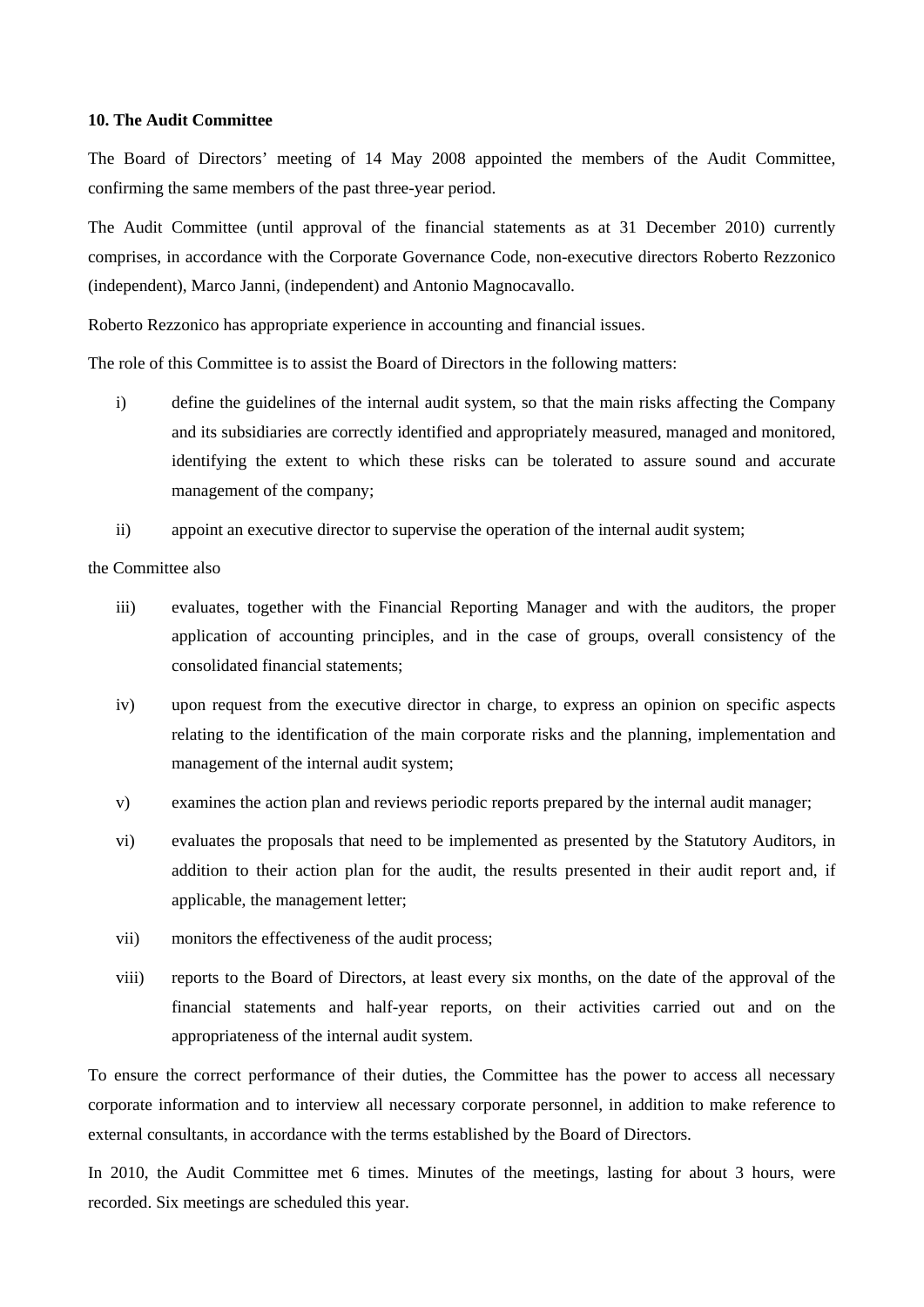**10. The Audit Committee**

The Board of Directors' meeting of 14 May 2008 appointed the members of the Audit Committee, confirming the same members of the past three-year period.

The Audit Committee (until approval of the financial statements as at 31 December 2010) currently comprises, in accordance with the Corporate Governance Code, non-executive directors Roberto Rezzonico (independent), Marco Janni, (independent) and Antonio Magnocavallo.

Roberto Rezzonico has appropriate experience in accounting and financial issues.

The role of this Committee is to assist the Board of Directors in the following matters:

i) define the guidelines of the internal audit system, so that the main risks affecting the Company and its subsidiaries are correctly identified and appropriately measured, managed and monitored, identifying the extent to which these risks can be tolerated to assure sound and accurate management of the company;

ii) appoint an executive director to supervise the operation of the internal audit system;

the Committee also

iii) evaluates, together with the Financial Reporting Manager and with the auditors, the proper application of accounting principles, and in the case of groups, overall consistency of the consolidated financial statements;

iv) upon request from the executive director in charge, to express an opinion on specific aspects relating to the identification of the main corporate risks and the planning, implementation and management of the internal audit system;

v) examines the action plan and reviews periodic reports prepared by the internal audit manager;

vi) evaluates the proposals that need to be implemented as presented by the Statutory Auditors, in addition to their action plan for the audit, the results presented in their audit report and, if applicable, the management letter;

vii) monitors the effectiveness of the audit process;

viii) reports to the Board of Directors, at least every six months, on the date of the approval of the financial statements and half-year reports, on their activities carried out and on the appropriateness of the internal audit system.

To ensure the correct performance of their duties, the Committee has the power to access all necessary corporate information and to interview all necessary corporate personnel, in addition to make reference to external consultants, in accordance with the terms established by the Board of Directors.

In 2010, the Audit Committee met 6 times. Minutes of the meetings, lasting for about 3 hours, were recorded. Six meetings are scheduled this year.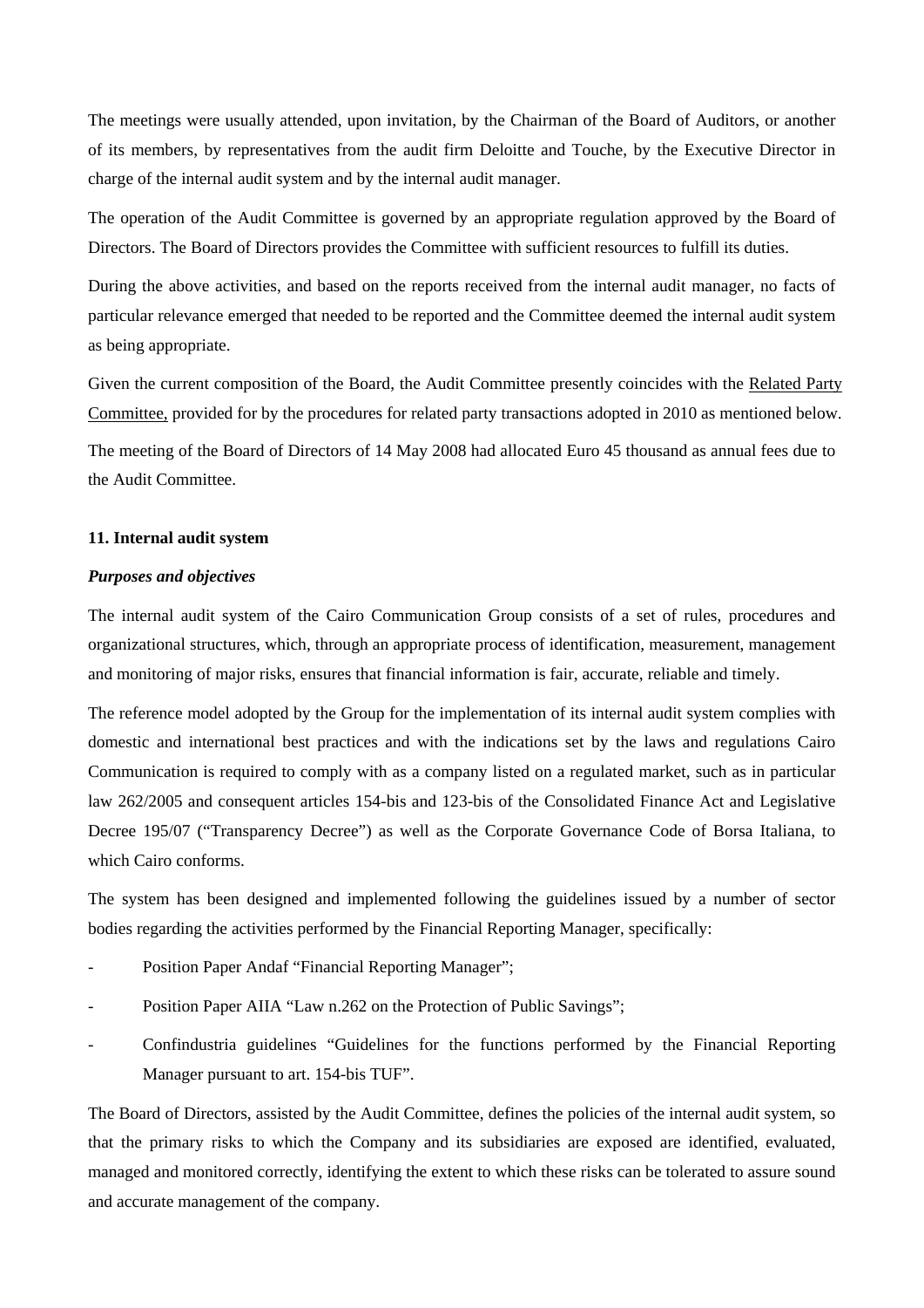The meetings were usually attended, upon invitation, by the Chairman of the Board of Auditors, or another of its members, by representatives from the audit firm Deloitte and Touche, by the Executive Director in charge of the internal audit system and by the internal audit manager.

The operation of the Audit Committee is governed by an appropriate regulation approved by the Board of Directors. The Board of Directors provides the Committee with sufficient resources to fulfill its duties.

During the above activities, and based on the reports received from the internal audit manager, no facts of particular relevance emerged that needed to be reported and the Committee deemed the internal audit system as being appropriate.

Given the current composition of the Board, the Audit Committee presently coincides with the Related Party Committee, provided for by the procedures for related party transactions adopted in 2010 as mentioned below.

The meeting of the Board of Directors of 14 May 2008 had allocated Euro 45 thousand as annual fees due to the Audit Committee.

## 11. Internal audit system

***Purposes and objectives***

The internal audit system of the Cairo Communication Group consists of a set of rules, procedures and organizational structures, which, through an appropriate process of identification, measurement, management and monitoring of major risks, ensures that financial information is fair, accurate, reliable and timely.

The reference model adopted by the Group for the implementation of its internal audit system complies with domestic and international best practices and with the indications set by the laws and regulations Cairo Communication is required to comply with as a company listed on a regulated market, such as in particular law 262/2005 and consequent articles 154-bis and 123-bis of the Consolidated Finance Act and Legislative Decree 195/07 ("Transparency Decree") as well as the Corporate Governance Code of Borsa Italiana, to which Cairo conforms.

The system has been designed and implemented following the guidelines issued by a number of sector bodies regarding the activities performed by the Financial Reporting Manager, specifically:

- Position Paper Andaf "Financial Reporting Manager";
- Position Paper AIIA "Law n.262 on the Protection of Public Savings";
- Confindustria guidelines "Guidelines for the functions performed by the Financial Reporting Manager pursuant to art. 154-bis TUF".

The Board of Directors, assisted by the Audit Committee, defines the policies of the internal audit system, so that the primary risks to which the Company and its subsidiaries are exposed are identified, evaluated, managed and monitored correctly, identifying the extent to which these risks can be tolerated to assure sound and accurate management of the company.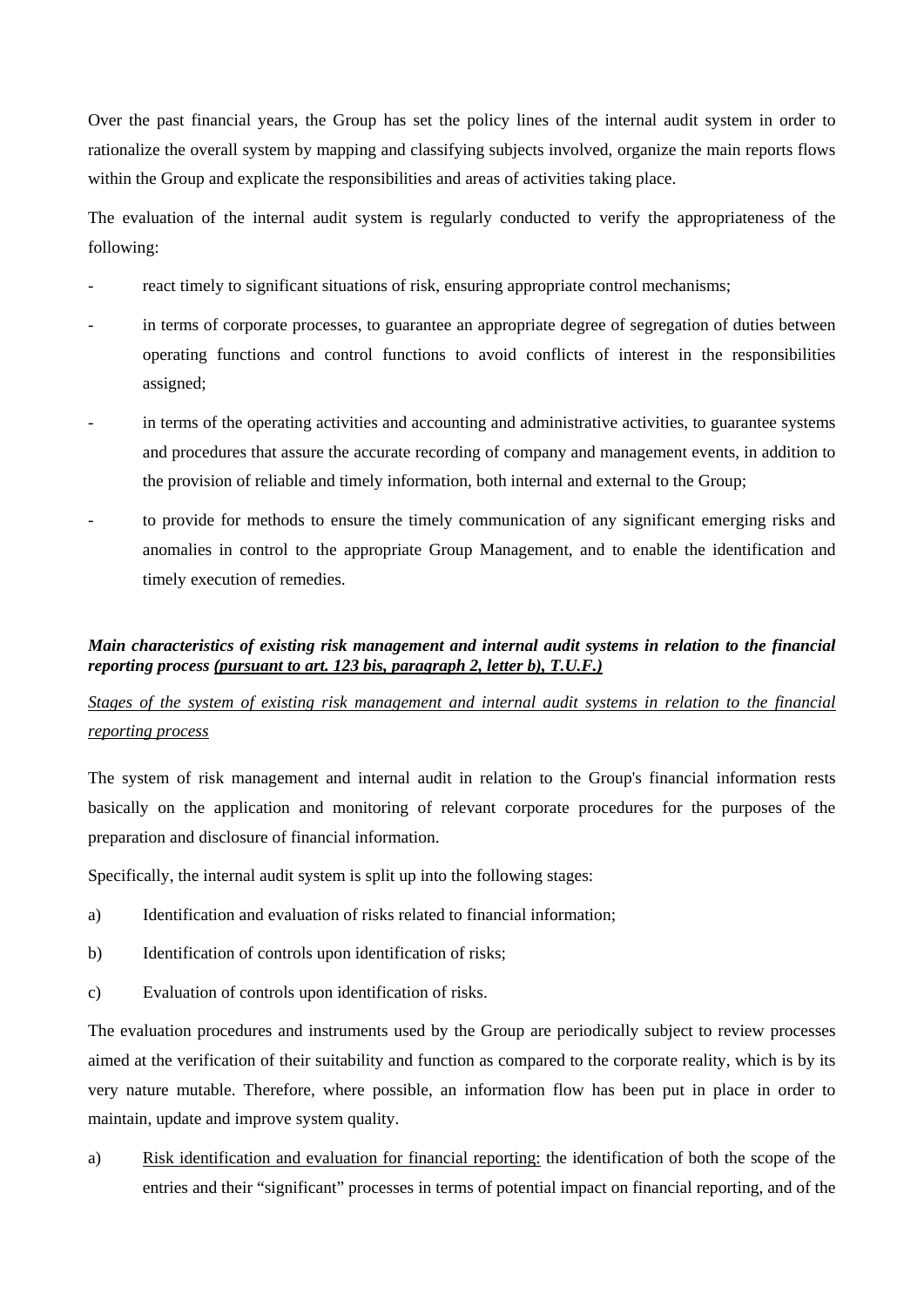Over the past financial years, the Group has set the policy lines of the internal audit system in order to rationalize the overall system by mapping and classifying subjects involved, organize the main reports flows within the Group and explicate the responsibilities and areas of activities taking place.

The evaluation of the internal audit system is regularly conducted to verify the appropriateness of the following:

- react timely to significant situations of risk, ensuring appropriate control mechanisms;
- in terms of corporate processes, to guarantee an appropriate degree of segregation of duties between operating functions and control functions to avoid conflicts of interest in the responsibilities assigned;
- in terms of the operating activities and accounting and administrative activities, to guarantee systems and procedures that assure the accurate recording of company and management events, in addition to the provision of reliable and timely information, both internal and external to the Group;
- to provide for methods to ensure the timely communication of any significant emerging risks and anomalies in control to the appropriate Group Management, and to enable the identification and timely execution of remedies.

***Main characteristics of existing risk management and internal audit systems in relation to the financial reporting process <u>(pursuant to art. 123 bis, paragraph 2, letter b), T.U.F.)</u>***

*<u>Stages of the system of existing risk management and internal audit systems in relation to the financial reporting process</u>*

The system of risk management and internal audit in relation to the Group's financial information rests basically on the application and monitoring of relevant corporate procedures for the purposes of the preparation and disclosure of financial information.

Specifically, the internal audit system is split up into the following stages:

a) Identification and evaluation of risks related to financial information;

b) Identification of controls upon identification of risks;

c) Evaluation of controls upon identification of risks.

The evaluation procedures and instruments used by the Group are periodically subject to review processes aimed at the verification of their suitability and function as compared to the corporate reality, which is by its very nature mutable. Therefore, where possible, an information flow has been put in place in order to maintain, update and improve system quality.

a) <u>Risk identification and evaluation for financial reporting:</u> the identification of both the scope of the entries and their "significant" processes in terms of potential impact on financial reporting, and of the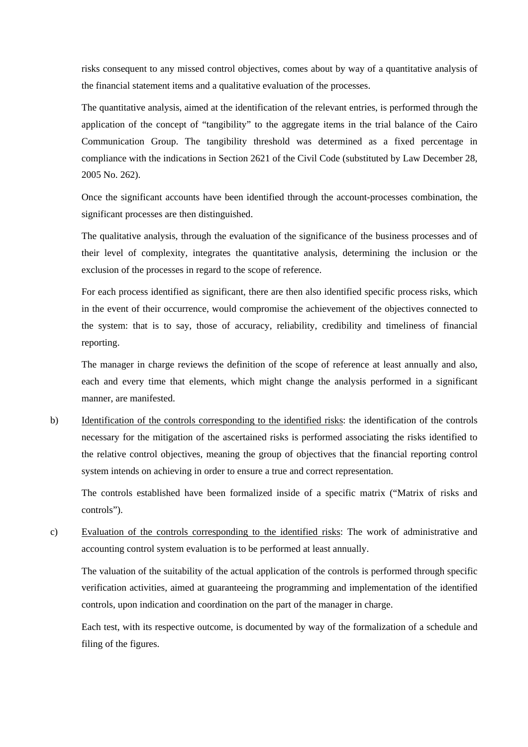risks consequent to any missed control objectives, comes about by way of a quantitative analysis of the financial statement items and a qualitative evaluation of the processes.

The quantitative analysis, aimed at the identification of the relevant entries, is performed through the application of the concept of "tangibility" to the aggregate items in the trial balance of the Cairo Communication Group. The tangibility threshold was determined as a fixed percentage in compliance with the indications in Section 2621 of the Civil Code (substituted by Law December 28, 2005 No. 262).

Once the significant accounts have been identified through the account-processes combination, the significant processes are then distinguished.

The qualitative analysis, through the evaluation of the significance of the business processes and of their level of complexity, integrates the quantitative analysis, determining the inclusion or the exclusion of the processes in regard to the scope of reference.

For each process identified as significant, there are then also identified specific process risks, which in the event of their occurrence, would compromise the achievement of the objectives connected to the system: that is to say, those of accuracy, reliability, credibility and timeliness of financial reporting.

The manager in charge reviews the definition of the scope of reference at least annually and also, each and every time that elements, which might change the analysis performed in a significant manner, are manifested.

b) <u>Identification of the controls corresponding to the identified risks</u>: the identification of the controls necessary for the mitigation of the ascertained risks is performed associating the risks identified to the relative control objectives, meaning the group of objectives that the financial reporting control system intends on achieving in order to ensure a true and correct representation.

   The controls established have been formalized inside of a specific matrix ("Matrix of risks and controls").

c) <u>Evaluation of the controls corresponding to the identified risks</u>: The work of administrative and accounting control system evaluation is to be performed at least annually.

   The valuation of the suitability of the actual application of the controls is performed through specific verification activities, aimed at guaranteeing the programming and implementation of the identified controls, upon indication and coordination on the part of the manager in charge.

   Each test, with its respective outcome, is documented by way of the formalization of a schedule and filing of the figures.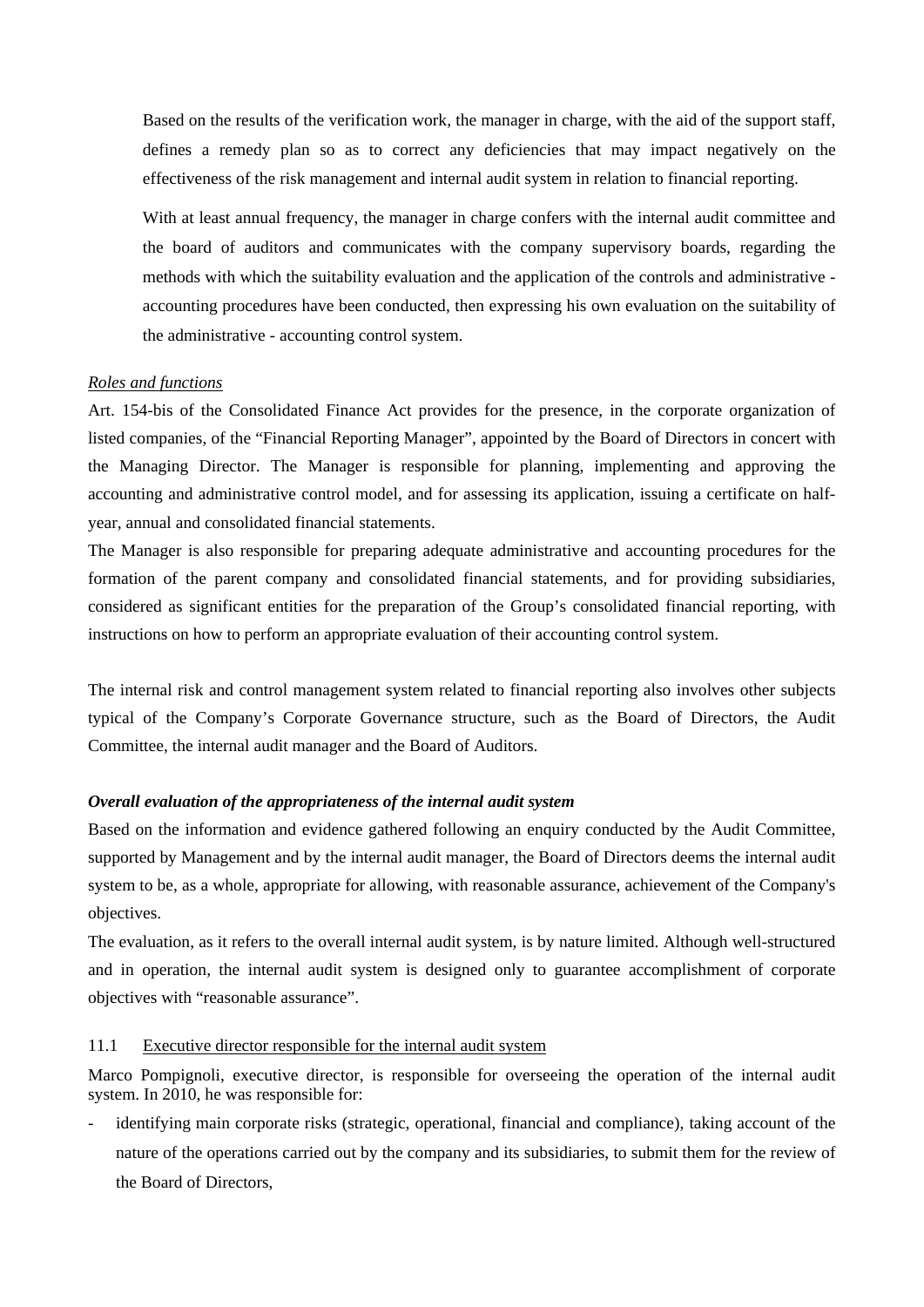Based on the results of the verification work, the manager in charge, with the aid of the support staff, defines a remedy plan so as to correct any deficiencies that may impact negatively on the effectiveness of the risk management and internal audit system in relation to financial reporting.

With at least annual frequency, the manager in charge confers with the internal audit committee and the board of auditors and communicates with the company supervisory boards, regarding the methods with which the suitability evaluation and the application of the controls and administrative - accounting procedures have been conducted, then expressing his own evaluation on the suitability of the administrative - accounting control system.

*Roles and functions*

Art. 154-bis of the Consolidated Finance Act provides for the presence, in the corporate organization of listed companies, of the "Financial Reporting Manager", appointed by the Board of Directors in concert with the Managing Director. The Manager is responsible for planning, implementing and approving the accounting and administrative control model, and for assessing its application, issuing a certificate on half-year, annual and consolidated financial statements.

The Manager is also responsible for preparing adequate administrative and accounting procedures for the formation of the parent company and consolidated financial statements, and for providing subsidiaries, considered as significant entities for the preparation of the Group's consolidated financial reporting, with instructions on how to perform an appropriate evaluation of their accounting control system.

The internal risk and control management system related to financial reporting also involves other subjects typical of the Company's Corporate Governance structure, such as the Board of Directors, the Audit Committee, the internal audit manager and the Board of Auditors.

***Overall evaluation of the appropriateness of the internal audit system***

Based on the information and evidence gathered following an enquiry conducted by the Audit Committee, supported by Management and by the internal audit manager, the Board of Directors deems the internal audit system to be, as a whole, appropriate for allowing, with reasonable assurance, achievement of the Company's objectives.

The evaluation, as it refers to the overall internal audit system, is by nature limited. Although well-structured and in operation, the internal audit system is designed only to guarantee accomplishment of corporate objectives with "reasonable assurance".

### 11.1 Executive director responsible for the internal audit system

Marco Pompignoli, executive director, is responsible for overseeing the operation of the internal audit system. In 2010, he was responsible for:

- identifying main corporate risks (strategic, operational, financial and compliance), taking account of the nature of the operations carried out by the company and its subsidiaries, to submit them for the review of the Board of Directors,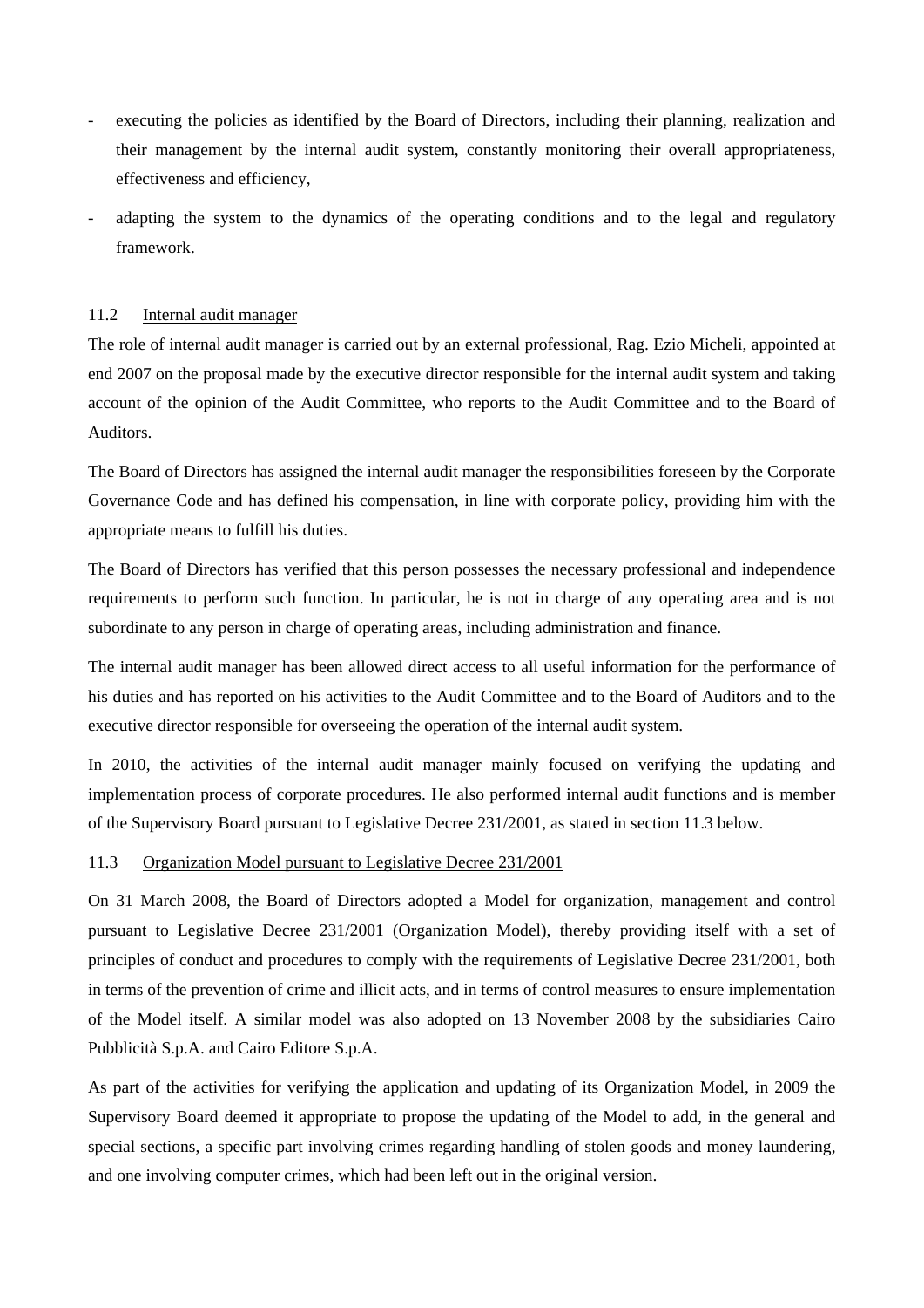- executing the policies as identified by the Board of Directors, including their planning, realization and their management by the internal audit system, constantly monitoring their overall appropriateness, effectiveness and efficiency,
- adapting the system to the dynamics of the operating conditions and to the legal and regulatory framework.

### 11.2 Internal audit manager

The role of internal audit manager is carried out by an external professional, Rag. Ezio Micheli, appointed at end 2007 on the proposal made by the executive director responsible for the internal audit system and taking account of the opinion of the Audit Committee, who reports to the Audit Committee and to the Board of Auditors.

The Board of Directors has assigned the internal audit manager the responsibilities foreseen by the Corporate Governance Code and has defined his compensation, in line with corporate policy, providing him with the appropriate means to fulfill his duties.

The Board of Directors has verified that this person possesses the necessary professional and independence requirements to perform such function. In particular, he is not in charge of any operating area and is not subordinate to any person in charge of operating areas, including administration and finance.

The internal audit manager has been allowed direct access to all useful information for the performance of his duties and has reported on his activities to the Audit Committee and to the Board of Auditors and to the executive director responsible for overseeing the operation of the internal audit system.

In 2010, the activities of the internal audit manager mainly focused on verifying the updating and implementation process of corporate procedures. He also performed internal audit functions and is member of the Supervisory Board pursuant to Legislative Decree 231/2001, as stated in section 11.3 below.

### 11.3 Organization Model pursuant to Legislative Decree 231/2001

On 31 March 2008, the Board of Directors adopted a Model for organization, management and control pursuant to Legislative Decree 231/2001 (Organization Model), thereby providing itself with a set of principles of conduct and procedures to comply with the requirements of Legislative Decree 231/2001, both in terms of the prevention of crime and illicit acts, and in terms of control measures to ensure implementation of the Model itself. A similar model was also adopted on 13 November 2008 by the subsidiaries Cairo Pubblicità S.p.A. and Cairo Editore S.p.A.

As part of the activities for verifying the application and updating of its Organization Model, in 2009 the Supervisory Board deemed it appropriate to propose the updating of the Model to add, in the general and special sections, a specific part involving crimes regarding handling of stolen goods and money laundering, and one involving computer crimes, which had been left out in the original version.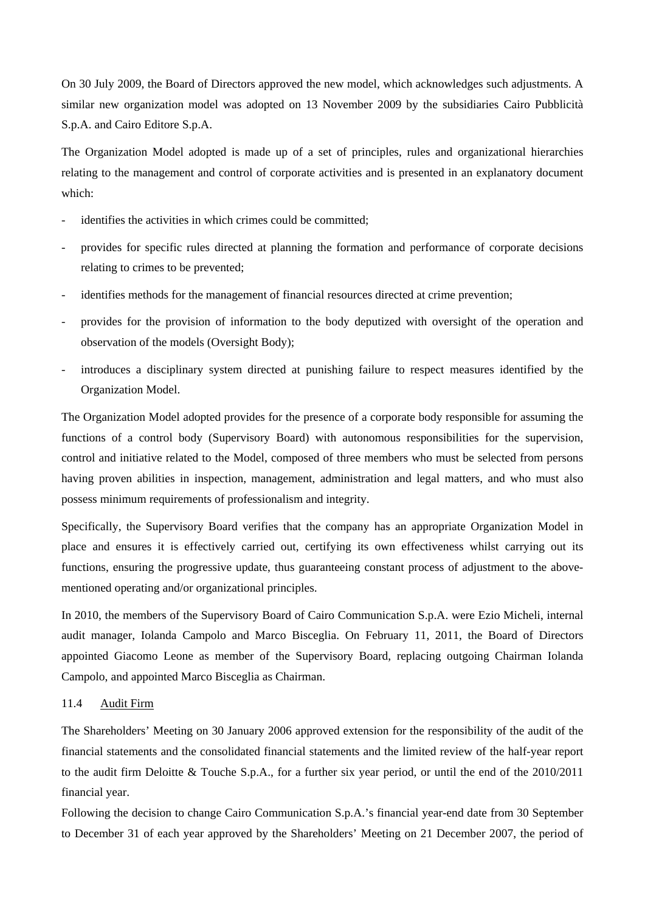On 30 July 2009, the Board of Directors approved the new model, which acknowledges such adjustments. A similar new organization model was adopted on 13 November 2009 by the subsidiaries Cairo Pubblicità S.p.A. and Cairo Editore S.p.A.

The Organization Model adopted is made up of a set of principles, rules and organizational hierarchies relating to the management and control of corporate activities and is presented in an explanatory document which:

- identifies the activities in which crimes could be committed;
- provides for specific rules directed at planning the formation and performance of corporate decisions relating to crimes to be prevented;
- identifies methods for the management of financial resources directed at crime prevention;
- provides for the provision of information to the body deputized with oversight of the operation and observation of the models (Oversight Body);
- introduces a disciplinary system directed at punishing failure to respect measures identified by the Organization Model.

The Organization Model adopted provides for the presence of a corporate body responsible for assuming the functions of a control body (Supervisory Board) with autonomous responsibilities for the supervision, control and initiative related to the Model, composed of three members who must be selected from persons having proven abilities in inspection, management, administration and legal matters, and who must also possess minimum requirements of professionalism and integrity.

Specifically, the Supervisory Board verifies that the company has an appropriate Organization Model in place and ensures it is effectively carried out, certifying its own effectiveness whilst carrying out its functions, ensuring the progressive update, thus guaranteeing constant process of adjustment to the above-mentioned operating and/or organizational principles.

In 2010, the members of the Supervisory Board of Cairo Communication S.p.A. were Ezio Micheli, internal audit manager, Iolanda Campolo and Marco Bisceglia. On February 11, 2011, the Board of Directors appointed Giacomo Leone as member of the Supervisory Board, replacing outgoing Chairman Iolanda Campolo, and appointed Marco Bisceglia as Chairman.

11.4 Audit Firm

The Shareholders' Meeting on 30 January 2006 approved extension for the responsibility of the audit of the financial statements and the consolidated financial statements and the limited review of the half-year report to the audit firm Deloitte & Touche S.p.A., for a further six year period, or until the end of the 2010/2011 financial year.

Following the decision to change Cairo Communication S.p.A.'s financial year-end date from 30 September to December 31 of each year approved by the Shareholders' Meeting on 21 December 2007, the period of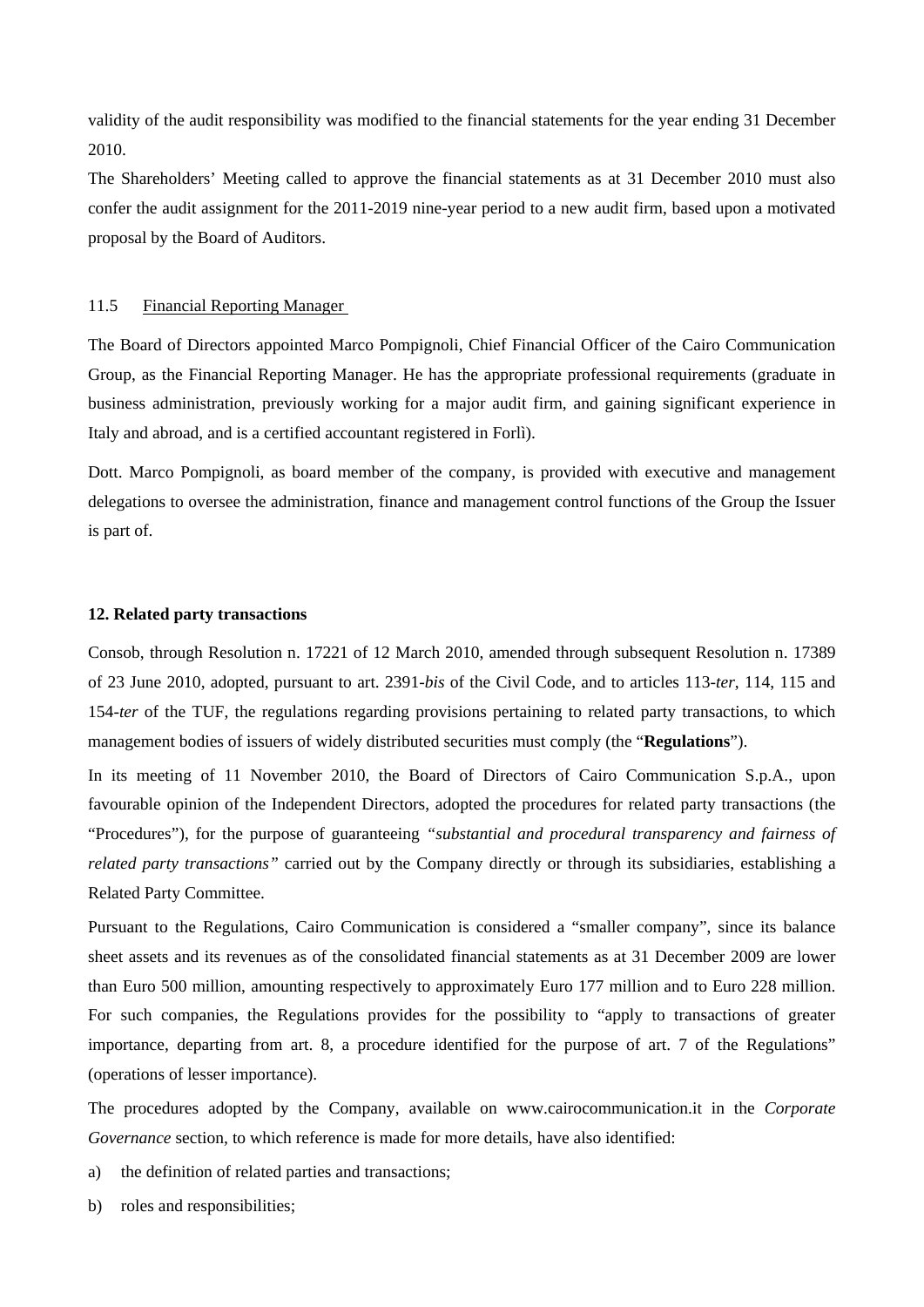validity of the audit responsibility was modified to the financial statements for the year ending 31 December 2010.

The Shareholders' Meeting called to approve the financial statements as at 31 December 2010 must also confer the audit assignment for the 2011-2019 nine-year period to a new audit firm, based upon a motivated proposal by the Board of Auditors.

### 11.5 Financial Reporting Manager

The Board of Directors appointed Marco Pompignoli, Chief Financial Officer of the Cairo Communication Group, as the Financial Reporting Manager. He has the appropriate professional requirements (graduate in business administration, previously working for a major audit firm, and gaining significant experience in Italy and abroad, and is a certified accountant registered in Forlì).

Dott. Marco Pompignoli, as board member of the company, is provided with executive and management delegations to oversee the administration, finance and management control functions of the Group the Issuer is part of.

## 12. Related party transactions

Consob, through Resolution n. 17221 of 12 March 2010, amended through subsequent Resolution n. 17389 of 23 June 2010, adopted, pursuant to art. 2391-*bis* of the Civil Code, and to articles 113-*ter*, 114, 115 and 154-*ter* of the TUF, the regulations regarding provisions pertaining to related party transactions, to which management bodies of issuers of widely distributed securities must comply (the "**Regulations**").

In its meeting of 11 November 2010, the Board of Directors of Cairo Communication S.p.A., upon favourable opinion of the Independent Directors, adopted the procedures for related party transactions (the "Procedures"), for the purpose of guaranteeing *"substantial and procedural transparency and fairness of related party transactions"* carried out by the Company directly or through its subsidiaries, establishing a Related Party Committee.

Pursuant to the Regulations, Cairo Communication is considered a "smaller company", since its balance sheet assets and its revenues as of the consolidated financial statements as at 31 December 2009 are lower than Euro 500 million, amounting respectively to approximately Euro 177 million and to Euro 228 million. For such companies, the Regulations provides for the possibility to "apply to transactions of greater importance, departing from art. 8, a procedure identified for the purpose of art. 7 of the Regulations" (operations of lesser importance).

The procedures adopted by the Company, available on www.cairocommunication.it in the *Corporate Governance* section, to which reference is made for more details, have also identified:

a) the definition of related parties and transactions;

b) roles and responsibilities;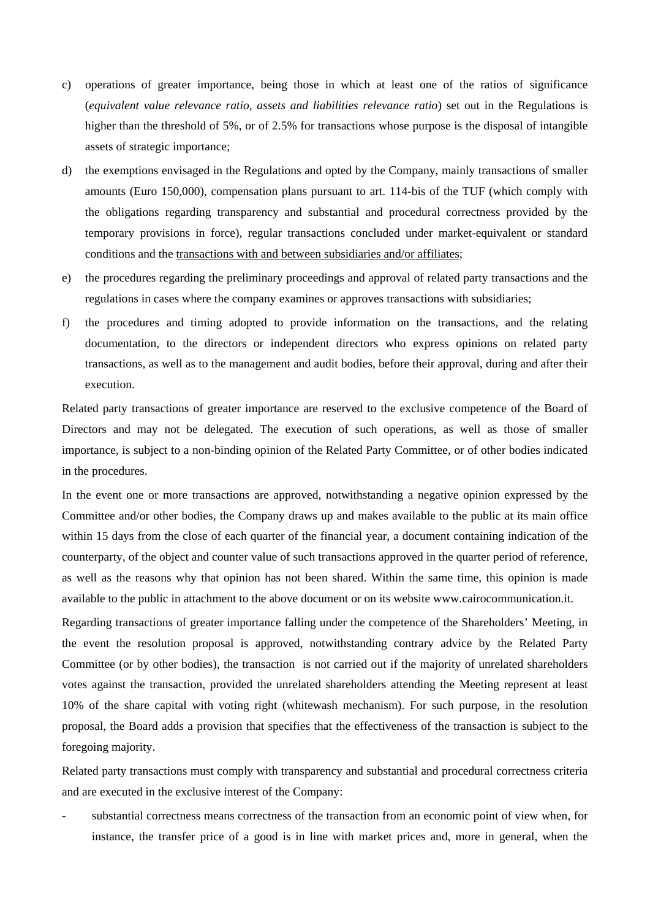c) operations of greater importance, being those in which at least one of the ratios of significance (*equivalent value relevance ratio, assets and liabilities relevance ratio*) set out in the Regulations is higher than the threshold of 5%, or of 2.5% for transactions whose purpose is the disposal of intangible assets of strategic importance;

d) the exemptions envisaged in the Regulations and opted by the Company, mainly transactions of smaller amounts (Euro 150,000), compensation plans pursuant to art. 114-bis of the TUF (which comply with the obligations regarding transparency and substantial and procedural correctness provided by the temporary provisions in force), regular transactions concluded under market-equivalent or standard conditions and the <u>transactions with and between subsidiaries and/or affiliates</u>;

e) the procedures regarding the preliminary proceedings and approval of related party transactions and the regulations in cases where the company examines or approves transactions with subsidiaries;

f) the procedures and timing adopted to provide information on the transactions, and the relating documentation, to the directors or independent directors who express opinions on related party transactions, as well as to the management and audit bodies, before their approval, during and after their execution.

Related party transactions of greater importance are reserved to the exclusive competence of the Board of Directors and may not be delegated. The execution of such operations, as well as those of smaller importance, is subject to a non-binding opinion of the Related Party Committee, or of other bodies indicated in the procedures.

In the event one or more transactions are approved, notwithstanding a negative opinion expressed by the Committee and/or other bodies, the Company draws up and makes available to the public at its main office within 15 days from the close of each quarter of the financial year, a document containing indication of the counterparty, of the object and counter value of such transactions approved in the quarter period of reference, as well as the reasons why that opinion has not been shared. Within the same time, this opinion is made available to the public in attachment to the above document or on its website www.cairocommunication.it.

Regarding transactions of greater importance falling under the competence of the Shareholders' Meeting, in the event the resolution proposal is approved, notwithstanding contrary advice by the Related Party Committee (or by other bodies), the transaction is not carried out if the majority of unrelated shareholders votes against the transaction, provided the unrelated shareholders attending the Meeting represent at least 10% of the share capital with voting right (whitewash mechanism). For such purpose, in the resolution proposal, the Board adds a provision that specifies that the effectiveness of the transaction is subject to the foregoing majority.

Related party transactions must comply with transparency and substantial and procedural correctness criteria and are executed in the exclusive interest of the Company:

- substantial correctness means correctness of the transaction from an economic point of view when, for instance, the transfer price of a good is in line with market prices and, more in general, when the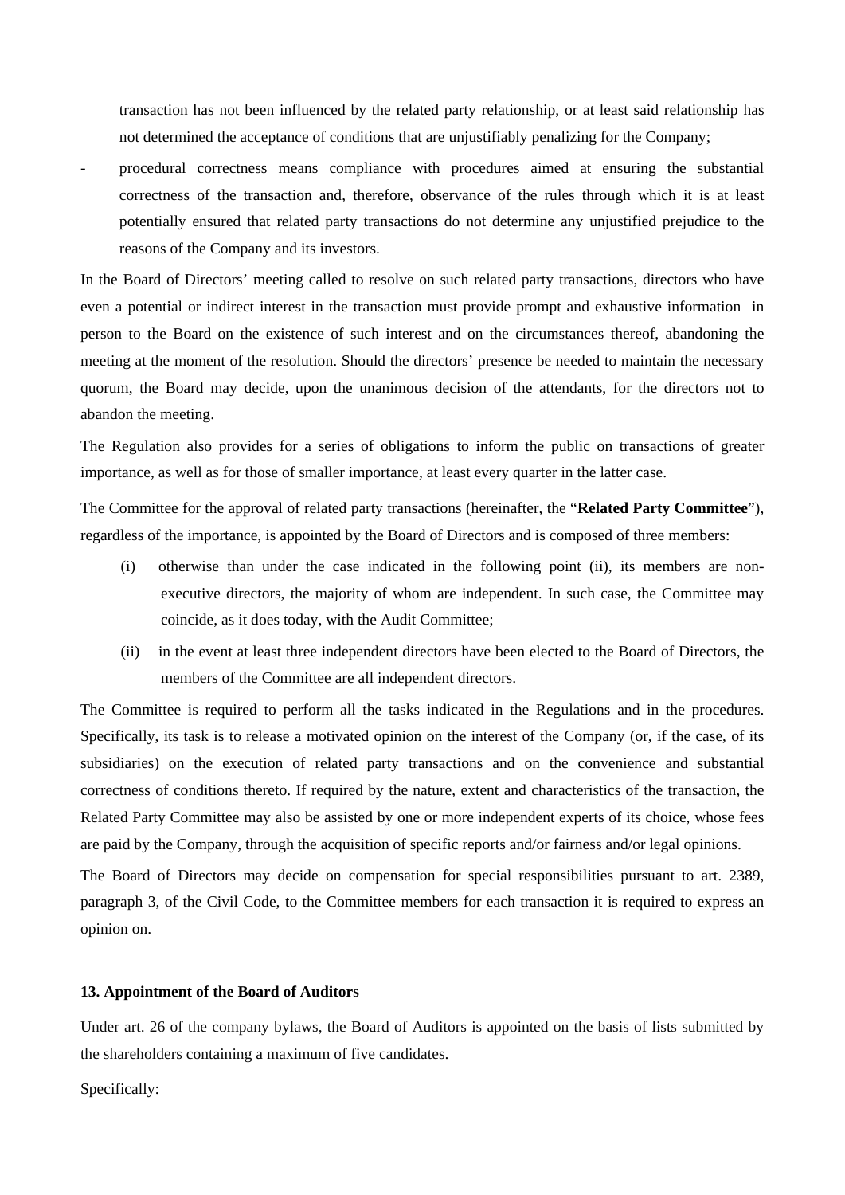transaction has not been influenced by the related party relationship, or at least said relationship has not determined the acceptance of conditions that are unjustifiably penalizing for the Company;

- procedural correctness means compliance with procedures aimed at ensuring the substantial correctness of the transaction and, therefore, observance of the rules through which it is at least potentially ensured that related party transactions do not determine any unjustified prejudice to the reasons of the Company and its investors.

In the Board of Directors' meeting called to resolve on such related party transactions, directors who have even a potential or indirect interest in the transaction must provide prompt and exhaustive information in person to the Board on the existence of such interest and on the circumstances thereof, abandoning the meeting at the moment of the resolution. Should the directors' presence be needed to maintain the necessary quorum, the Board may decide, upon the unanimous decision of the attendants, for the directors not to abandon the meeting.

The Regulation also provides for a series of obligations to inform the public on transactions of greater importance, as well as for those of smaller importance, at least every quarter in the latter case.

The Committee for the approval of related party transactions (hereinafter, the "**Related Party Committee**"), regardless of the importance, is appointed by the Board of Directors and is composed of three members:

(i) otherwise than under the case indicated in the following point (ii), its members are non-executive directors, the majority of whom are independent. In such case, the Committee may coincide, as it does today, with the Audit Committee;

(ii) in the event at least three independent directors have been elected to the Board of Directors, the members of the Committee are all independent directors.

The Committee is required to perform all the tasks indicated in the Regulations and in the procedures. Specifically, its task is to release a motivated opinion on the interest of the Company (or, if the case, of its subsidiaries) on the execution of related party transactions and on the convenience and substantial correctness of conditions thereto. If required by the nature, extent and characteristics of the transaction, the Related Party Committee may also be assisted by one or more independent experts of its choice, whose fees are paid by the Company, through the acquisition of specific reports and/or fairness and/or legal opinions.

The Board of Directors may decide on compensation for special responsibilities pursuant to art. 2389, paragraph 3, of the Civil Code, to the Committee members for each transaction it is required to express an opinion on.

## 13. Appointment of the Board of Auditors

Under art. 26 of the company bylaws, the Board of Auditors is appointed on the basis of lists submitted by the shareholders containing a maximum of five candidates.

Specifically: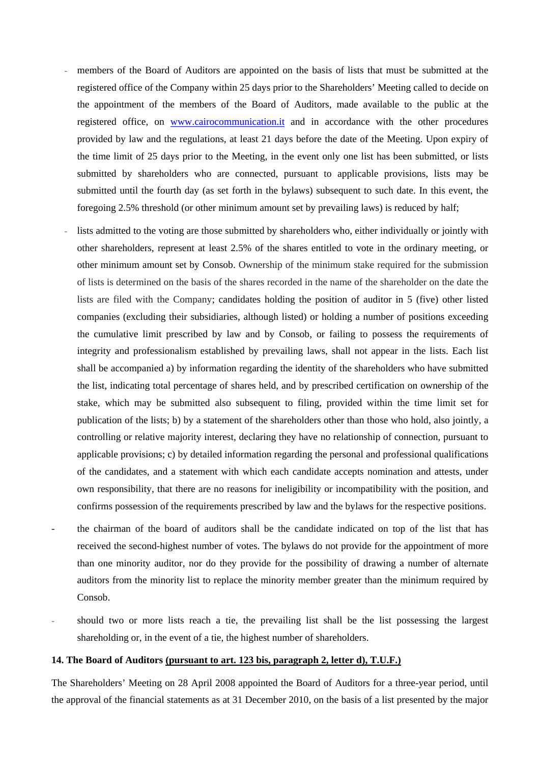- members of the Board of Auditors are appointed on the basis of lists that must be submitted at the registered office of the Company within 25 days prior to the Shareholders' Meeting called to decide on the appointment of the members of the Board of Auditors, made available to the public at the registered office, on www.cairocommunication.it and in accordance with the other procedures provided by law and the regulations, at least 21 days before the date of the Meeting. Upon expiry of the time limit of 25 days prior to the Meeting, in the event only one list has been submitted, or lists submitted by shareholders who are connected, pursuant to applicable provisions, lists may be submitted until the fourth day (as set forth in the bylaws) subsequent to such date. In this event, the foregoing 2.5% threshold (or other minimum amount set by prevailing laws) is reduced by half;
- lists admitted to the voting are those submitted by shareholders who, either individually or jointly with other shareholders, represent at least 2.5% of the shares entitled to vote in the ordinary meeting, or other minimum amount set by Consob. Ownership of the minimum stake required for the submission of lists is determined on the basis of the shares recorded in the name of the shareholder on the date the lists are filed with the Company; candidates holding the position of auditor in 5 (five) other listed companies (excluding their subsidiaries, although listed) or holding a number of positions exceeding the cumulative limit prescribed by law and by Consob, or failing to possess the requirements of integrity and professionalism established by prevailing laws, shall not appear in the lists. Each list shall be accompanied a) by information regarding the identity of the shareholders who have submitted the list, indicating total percentage of shares held, and by prescribed certification on ownership of the stake, which may be submitted also subsequent to filing, provided within the time limit set for publication of the lists; b) by a statement of the shareholders other than those who hold, also jointly, a controlling or relative majority interest, declaring they have no relationship of connection, pursuant to applicable provisions; c) by detailed information regarding the personal and professional qualifications of the candidates, and a statement with which each candidate accepts nomination and attests, under own responsibility, that there are no reasons for ineligibility or incompatibility with the position, and confirms possession of the requirements prescribed by law and the bylaws for the respective positions.
- the chairman of the board of auditors shall be the candidate indicated on top of the list that has received the second-highest number of votes. The bylaws do not provide for the appointment of more than one minority auditor, nor do they provide for the possibility of drawing a number of alternate auditors from the minority list to replace the minority member greater than the minimum required by Consob.
- should two or more lists reach a tie, the prevailing list shall be the list possessing the largest shareholding or, in the event of a tie, the highest number of shareholders.

**14. The Board of Auditors (pursuant to art. 123 bis, paragraph 2, letter d), T.U.F.)**

The Shareholders' Meeting on 28 April 2008 appointed the Board of Auditors for a three-year period, until the approval of the financial statements as at 31 December 2010, on the basis of a list presented by the major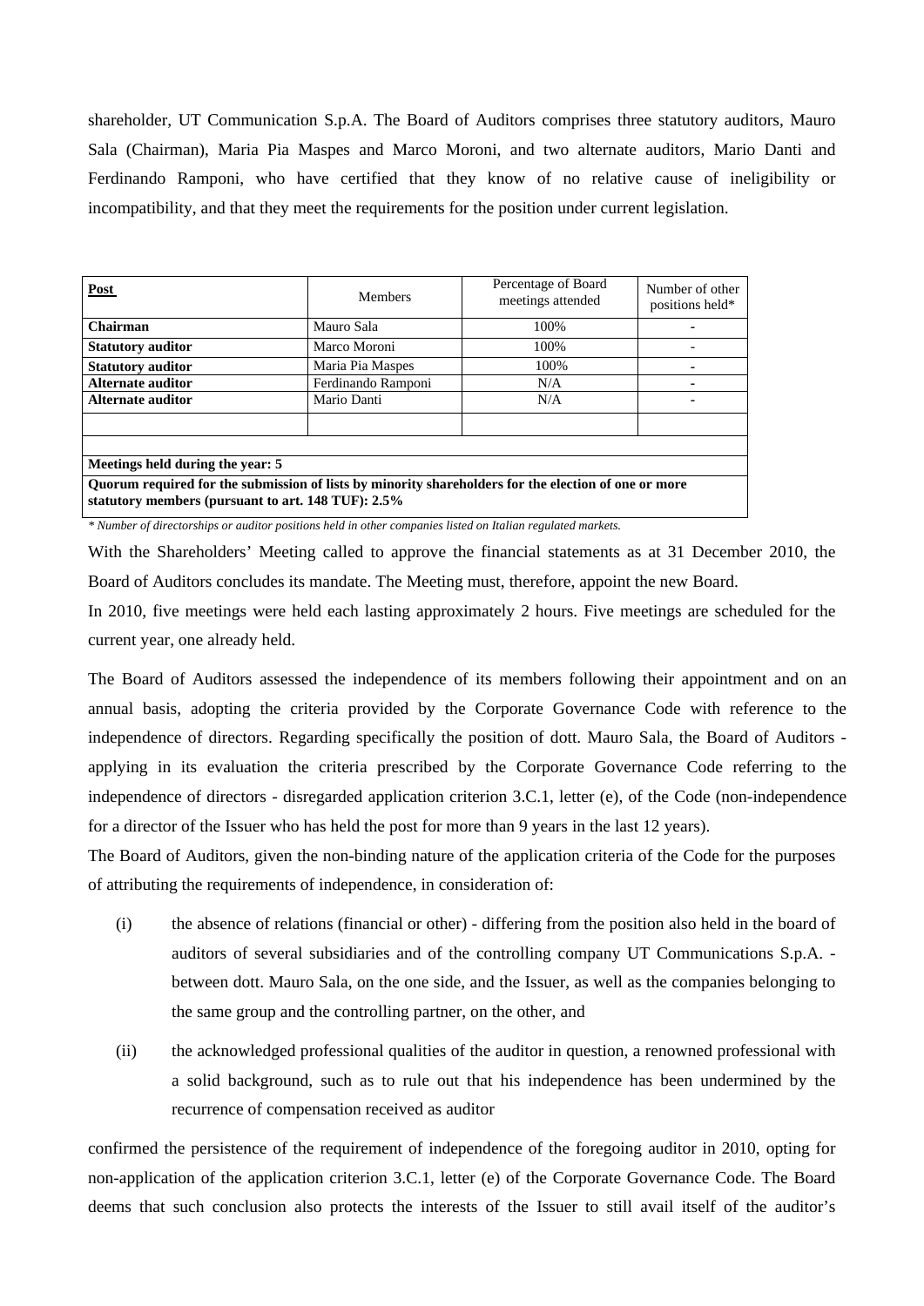shareholder, UT Communication S.p.A. The Board of Auditors comprises three statutory auditors, Mauro Sala (Chairman), Maria Pia Maspes and Marco Moroni, and two alternate auditors, Mario Danti and Ferdinando Ramponi, who have certified that they know of no relative cause of ineligibility or incompatibility, and that they meet the requirements for the position under current legislation.

| **Post** | Members | Percentage of Board meetings attended | Number of other positions held* |
|---|---|---|---|
| **Chairman** | Mauro Sala | 100% | - |
| **Statutory auditor** | Marco Moroni | 100% | - |
| **Statutory auditor** | Maria Pia Maspes | 100% | - |
| **Alternate auditor** | Ferdinando Ramponi | N/A | - |
| **Alternate auditor** | Mario Danti | N/A | - |
| | | | |
| | | | |
| **Meetings held during the year: 5** | | | |
| **Quorum required for the submission of lists by minority shareholders for the election of one or more statutory members (pursuant to art. 148 TUF): 2.5%** | | | |

*\* Number of directorships or auditor positions held in other companies listed on Italian regulated markets.*

With the Shareholders' Meeting called to approve the financial statements as at 31 December 2010, the Board of Auditors concludes its mandate. The Meeting must, therefore, appoint the new Board.

In 2010, five meetings were held each lasting approximately 2 hours. Five meetings are scheduled for the current year, one already held.

The Board of Auditors assessed the independence of its members following their appointment and on an annual basis, adopting the criteria provided by the Corporate Governance Code with reference to the independence of directors. Regarding specifically the position of dott. Mauro Sala, the Board of Auditors - applying in its evaluation the criteria prescribed by the Corporate Governance Code referring to the independence of directors - disregarded application criterion 3.C.1, letter (e), of the Code (non-independence for a director of the Issuer who has held the post for more than 9 years in the last 12 years).

The Board of Auditors, given the non-binding nature of the application criteria of the Code for the purposes of attributing the requirements of independence, in consideration of:

(i) the absence of relations (financial or other) - differing from the position also held in the board of auditors of several subsidiaries and of the controlling company UT Communications S.p.A. - between dott. Mauro Sala, on the one side, and the Issuer, as well as the companies belonging to the same group and the controlling partner, on the other, and

(ii) the acknowledged professional qualities of the auditor in question, a renowned professional with a solid background, such as to rule out that his independence has been undermined by the recurrence of compensation received as auditor

confirmed the persistence of the requirement of independence of the foregoing auditor in 2010, opting for non-application of the application criterion 3.C.1, letter (e) of the Corporate Governance Code. The Board deems that such conclusion also protects the interests of the Issuer to still avail itself of the auditor's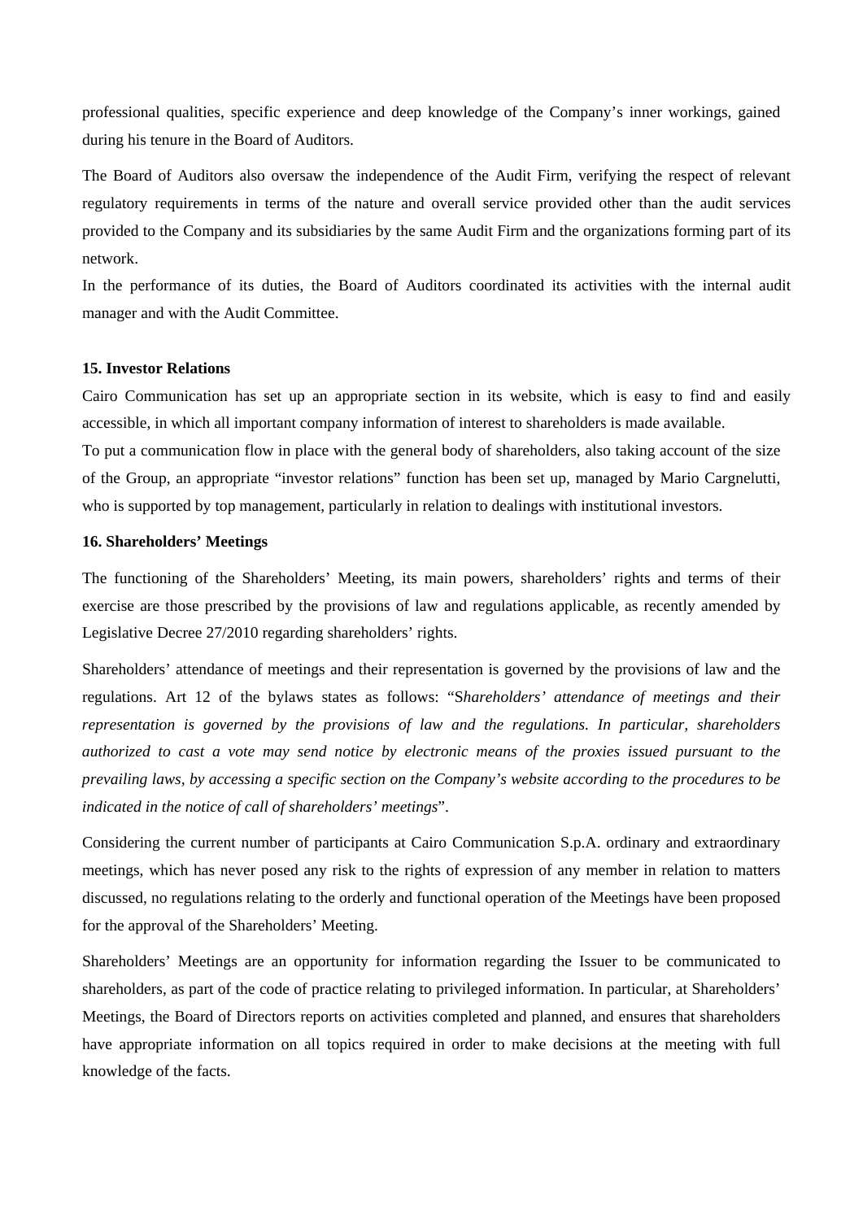professional qualities, specific experience and deep knowledge of the Company's inner workings, gained during his tenure in the Board of Auditors.

The Board of Auditors also oversaw the independence of the Audit Firm, verifying the respect of relevant regulatory requirements in terms of the nature and overall service provided other than the audit services provided to the Company and its subsidiaries by the same Audit Firm and the organizations forming part of its network.

In the performance of its duties, the Board of Auditors coordinated its activities with the internal audit manager and with the Audit Committee.

**15. Investor Relations**

Cairo Communication has set up an appropriate section in its website, which is easy to find and easily accessible, in which all important company information of interest to shareholders is made available.

To put a communication flow in place with the general body of shareholders, also taking account of the size of the Group, an appropriate "investor relations" function has been set up, managed by Mario Cargnelutti, who is supported by top management, particularly in relation to dealings with institutional investors.

**16. Shareholders' Meetings**

The functioning of the Shareholders' Meeting, its main powers, shareholders' rights and terms of their exercise are those prescribed by the provisions of law and regulations applicable, as recently amended by Legislative Decree 27/2010 regarding shareholders' rights.

Shareholders' attendance of meetings and their representation is governed by the provisions of law and the regulations. Art 12 of the bylaws states as follows: "S*hareholders' attendance of meetings and their representation is governed by the provisions of law and the regulations. In particular, shareholders authorized to cast a vote may send notice by electronic means of the proxies issued pursuant to the prevailing laws, by accessing a specific section on the Company's website according to the procedures to be indicated in the notice of call of shareholders' meetings*".

Considering the current number of participants at Cairo Communication S.p.A. ordinary and extraordinary meetings, which has never posed any risk to the rights of expression of any member in relation to matters discussed, no regulations relating to the orderly and functional operation of the Meetings have been proposed for the approval of the Shareholders' Meeting.

Shareholders' Meetings are an opportunity for information regarding the Issuer to be communicated to shareholders, as part of the code of practice relating to privileged information. In particular, at Shareholders' Meetings, the Board of Directors reports on activities completed and planned, and ensures that shareholders have appropriate information on all topics required in order to make decisions at the meeting with full knowledge of the facts.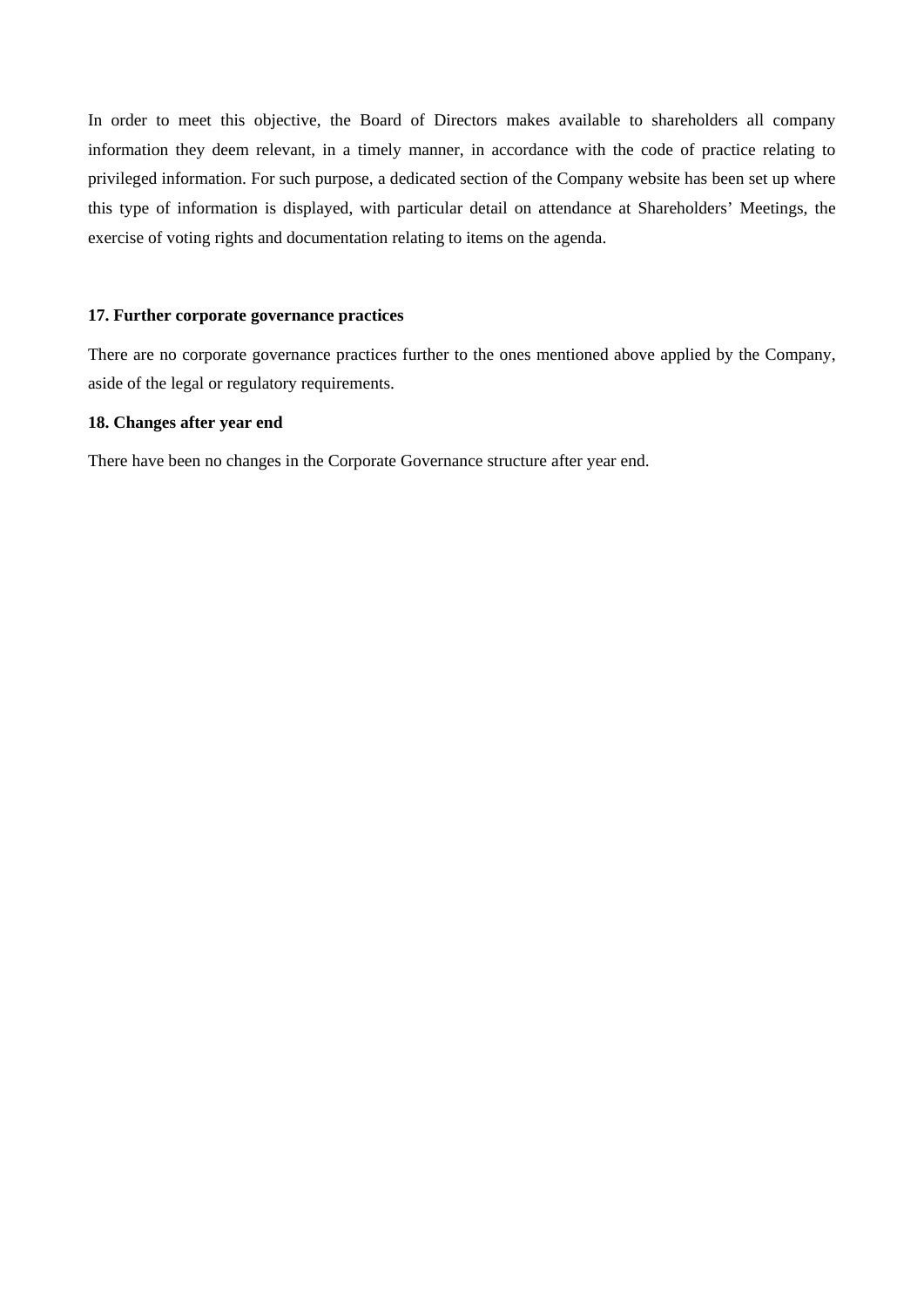In order to meet this objective, the Board of Directors makes available to shareholders all company information they deem relevant, in a timely manner, in accordance with the code of practice relating to privileged information. For such purpose, a dedicated section of the Company website has been set up where this type of information is displayed, with particular detail on attendance at Shareholders' Meetings, the exercise of voting rights and documentation relating to items on the agenda.

**17. Further corporate governance practices**

There are no corporate governance practices further to the ones mentioned above applied by the Company, aside of the legal or regulatory requirements.

**18. Changes after year end**

There have been no changes in the Corporate Governance structure after year end.